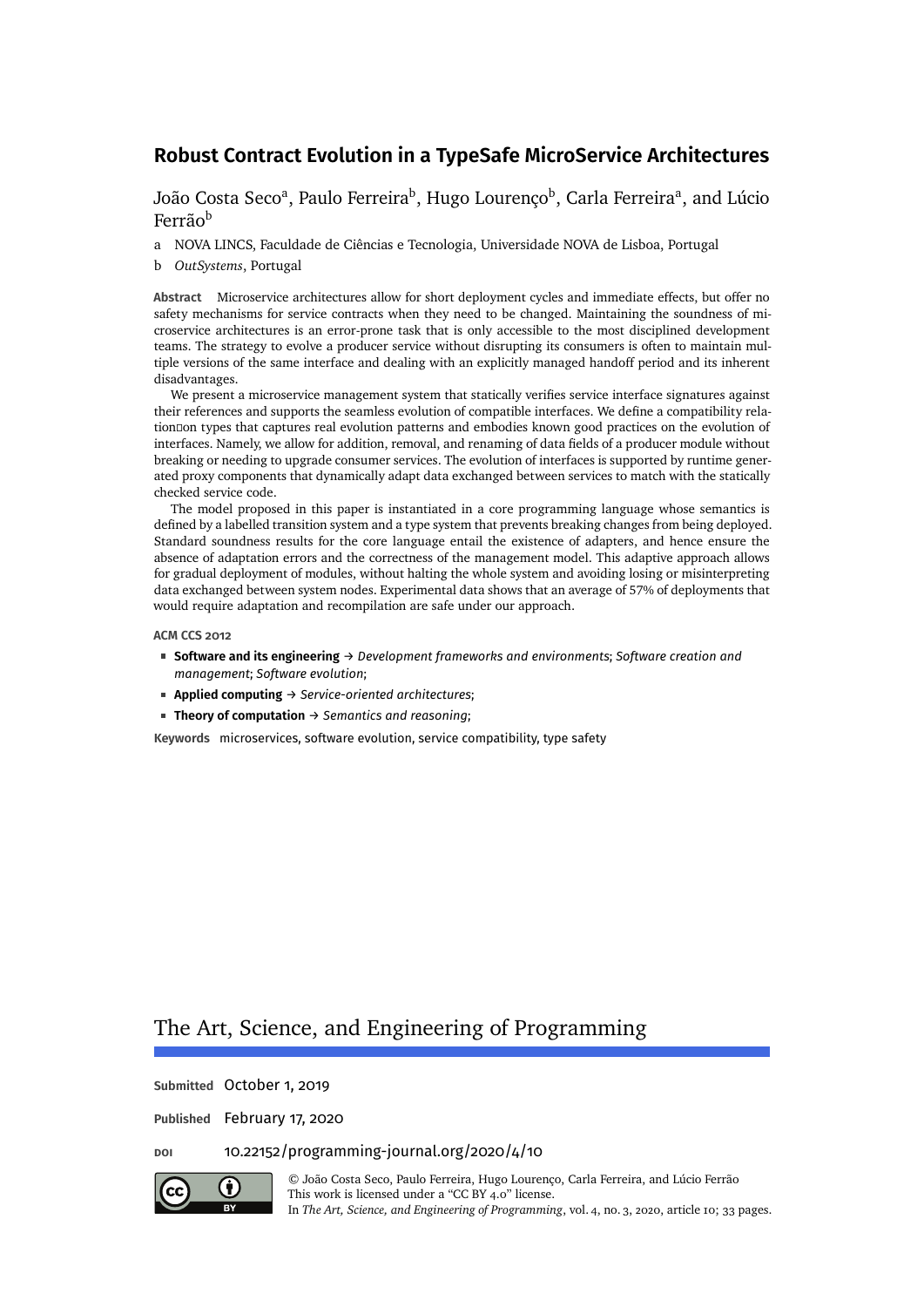# Robust Contract Evolution in a TypeSafe MicroService Architectures

João Costa Seco[a], Paulo Ferreira[b], Hugo Lourenço[b], Carla Ferreira[a], and Lúcio Ferrão[b]

a NOVA LINCS, Faculdade de Ciências e Tecnologia, Universidade NOVA de Lisboa, Portugal

b *OutSystems*, Portugal

**Abstract** Microservice architectures allow for short deployment cycles and immediate effects, but offer no safety mechanisms for service contracts when they need to be changed. Maintaining the soundness of microservice architectures is an error-prone task that is only accessible to the most disciplined development teams. The strategy to evolve a producer service without disrupting its consumers is often to maintain multiple versions of the same interface and dealing with an explicitly managed handoff period and its inherent disadvantages.

We present a microservice management system that statically verifies service interface signatures against their references and supports the seamless evolution of compatible interfaces. We define a compatibility relation on types that captures real evolution patterns and embodies known good practices on the evolution of interfaces. Namely, we allow for addition, removal, and renaming of data fields of a producer module without breaking or needing to upgrade consumer services. The evolution of interfaces is supported by runtime generated proxy components that dynamically adapt data exchanged between services to match with the statically checked service code.

The model proposed in this paper is instantiated in a core programming language whose semantics is defined by a labelled transition system and a type system that prevents breaking changes from being deployed. Standard soundness results for the core language entail the existence of adapters, and hence ensure the absence of adaptation errors and the correctness of the management model. This adaptive approach allows for gradual deployment of modules, without halting the whole system and avoiding losing or misinterpreting data exchanged between system nodes. Experimental data shows that an average of 57% of deployments that would require adaptation and recompilation are safe under our approach.

**ACM CCS 2012**

- **Software and its engineering** → *Development frameworks and environments*; *Software creation and management*; *Software evolution*;
- **Applied computing** → *Service-oriented architectures*;
- **Theory of computation** → *Semantics and reasoning*;

**Keywords** microservices, software evolution, service compatibility, type safety

The Art, Science, and Engineering of Programming

**Submitted** October 1, 2019

**Published** February 17, 2020

**DOI** 10.22152/programming-journal.org/2020/4/10

© João Costa Seco, Paulo Ferreira, Hugo Lourenço, Carla Ferreira, and Lúcio Ferrão
This work is licensed under a "CC BY 4.0" license.
In *The Art, Science, and Engineering of Programming*, vol. 4, no. 3, 2020, article 10; 33 pages.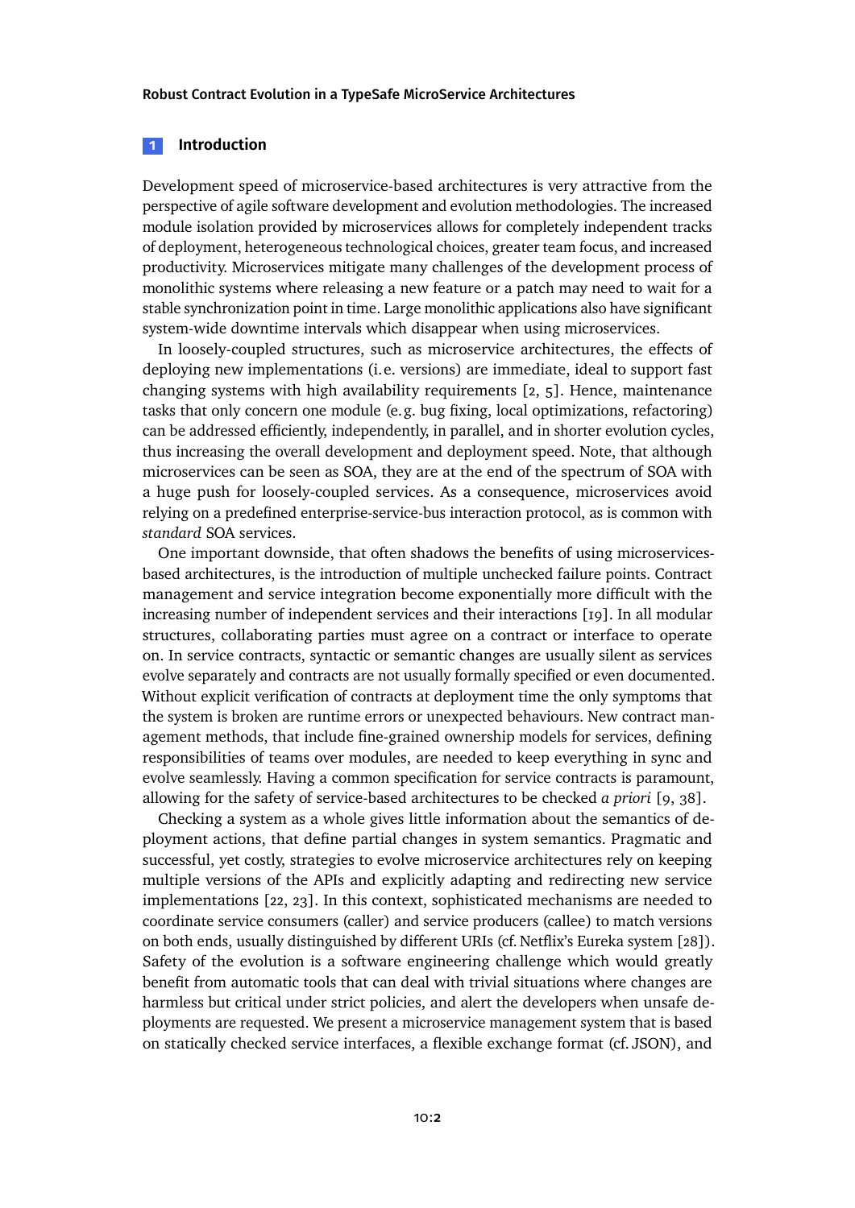## 1 Introduction

Development speed of microservice-based architectures is very attractive from the perspective of agile software development and evolution methodologies. The increased module isolation provided by microservices allows for completely independent tracks of deployment, heterogeneous technological choices, greater team focus, and increased productivity. Microservices mitigate many challenges of the development process of monolithic systems where releasing a new feature or a patch may need to wait for a stable synchronization point in time. Large monolithic applications also have significant system-wide downtime intervals which disappear when using microservices.

In loosely-coupled structures, such as microservice architectures, the effects of deploying new implementations (i.e. versions) are immediate, ideal to support fast changing systems with high availability requirements [2, 5]. Hence, maintenance tasks that only concern one module (e.g. bug fixing, local optimizations, refactoring) can be addressed efficiently, independently, in parallel, and in shorter evolution cycles, thus increasing the overall development and deployment speed. Note, that although microservices can be seen as SOA, they are at the end of the spectrum of SOA with a huge push for loosely-coupled services. As a consequence, microservices avoid relying on a predefined enterprise-service-bus interaction protocol, as is common with *standard* SOA services.

One important downside, that often shadows the benefits of using microservices-based architectures, is the introduction of multiple unchecked failure points. Contract management and service integration become exponentially more difficult with the increasing number of independent services and their interactions [19]. In all modular structures, collaborating parties must agree on a contract or interface to operate on. In service contracts, syntactic or semantic changes are usually silent as services evolve separately and contracts are not usually formally specified or even documented. Without explicit verification of contracts at deployment time the only symptoms that the system is broken are runtime errors or unexpected behaviours. New contract management methods, that include fine-grained ownership models for services, defining responsibilities of teams over modules, are needed to keep everything in sync and evolve seamlessly. Having a common specification for service contracts is paramount, allowing for the safety of service-based architectures to be checked *a priori* [9, 38].

Checking a system as a whole gives little information about the semantics of deployment actions, that define partial changes in system semantics. Pragmatic and successful, yet costly, strategies to evolve microservice architectures rely on keeping multiple versions of the APIs and explicitly adapting and redirecting new service implementations [22, 23]. In this context, sophisticated mechanisms are needed to coordinate service consumers (caller) and service producers (callee) to match versions on both ends, usually distinguished by different URIs (cf. Netflix's Eureka system [28]). Safety of the evolution is a software engineering challenge which would greatly benefit from automatic tools that can deal with trivial situations where changes are harmless but critical under strict policies, and alert the developers when unsafe deployments are requested. We present a microservice management system that is based on statically checked service interfaces, a flexible exchange format (cf. JSON), and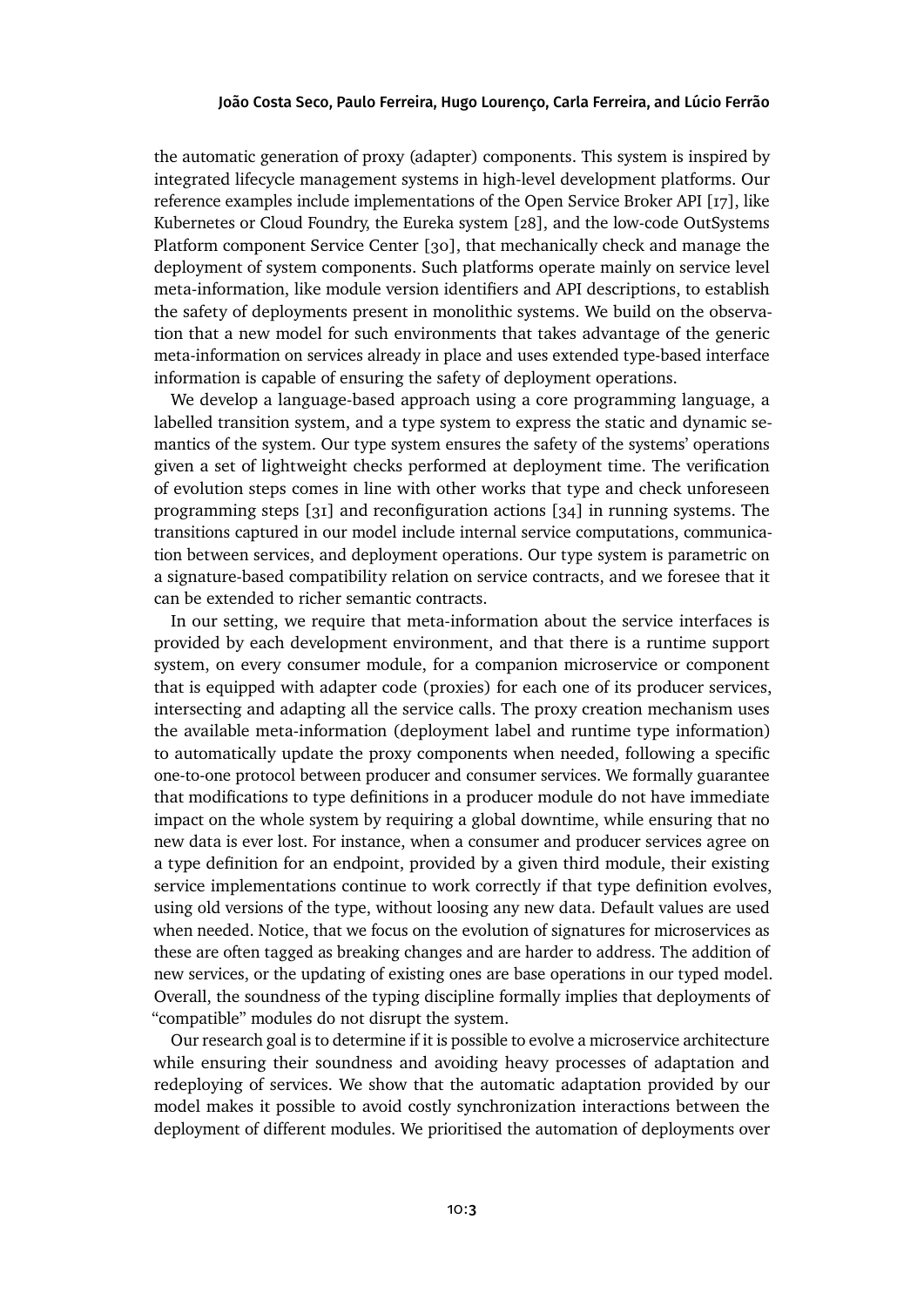the automatic generation of proxy (adapter) components. This system is inspired by integrated lifecycle management systems in high-level development platforms. Our reference examples include implementations of the Open Service Broker API [17], like Kubernetes or Cloud Foundry, the Eureka system [28], and the low-code OutSystems Platform component Service Center [30], that mechanically check and manage the deployment of system components. Such platforms operate mainly on service level meta-information, like module version identifiers and API descriptions, to establish the safety of deployments present in monolithic systems. We build on the observation that a new model for such environments that takes advantage of the generic meta-information on services already in place and uses extended type-based interface information is capable of ensuring the safety of deployment operations.

We develop a language-based approach using a core programming language, a labelled transition system, and a type system to express the static and dynamic semantics of the system. Our type system ensures the safety of the systems' operations given a set of lightweight checks performed at deployment time. The verification of evolution steps comes in line with other works that type and check unforeseen programming steps [31] and reconfiguration actions [34] in running systems. The transitions captured in our model include internal service computations, communication between services, and deployment operations. Our type system is parametric on a signature-based compatibility relation on service contracts, and we foresee that it can be extended to richer semantic contracts.

In our setting, we require that meta-information about the service interfaces is provided by each development environment, and that there is a runtime support system, on every consumer module, for a companion microservice or component that is equipped with adapter code (proxies) for each one of its producer services, intersecting and adapting all the service calls. The proxy creation mechanism uses the available meta-information (deployment label and runtime type information) to automatically update the proxy components when needed, following a specific one-to-one protocol between producer and consumer services. We formally guarantee that modifications to type definitions in a producer module do not have immediate impact on the whole system by requiring a global downtime, while ensuring that no new data is ever lost. For instance, when a consumer and producer services agree on a type definition for an endpoint, provided by a given third module, their existing service implementations continue to work correctly if that type definition evolves, using old versions of the type, without loosing any new data. Default values are used when needed. Notice, that we focus on the evolution of signatures for microservices as these are often tagged as breaking changes and are harder to address. The addition of new services, or the updating of existing ones are base operations in our typed model. Overall, the soundness of the typing discipline formally implies that deployments of "compatible" modules do not disrupt the system.

Our research goal is to determine if it is possible to evolve a microservice architecture while ensuring their soundness and avoiding heavy processes of adaptation and redeploying of services. We show that the automatic adaptation provided by our model makes it possible to avoid costly synchronization interactions between the deployment of different modules. We prioritised the automation of deployments over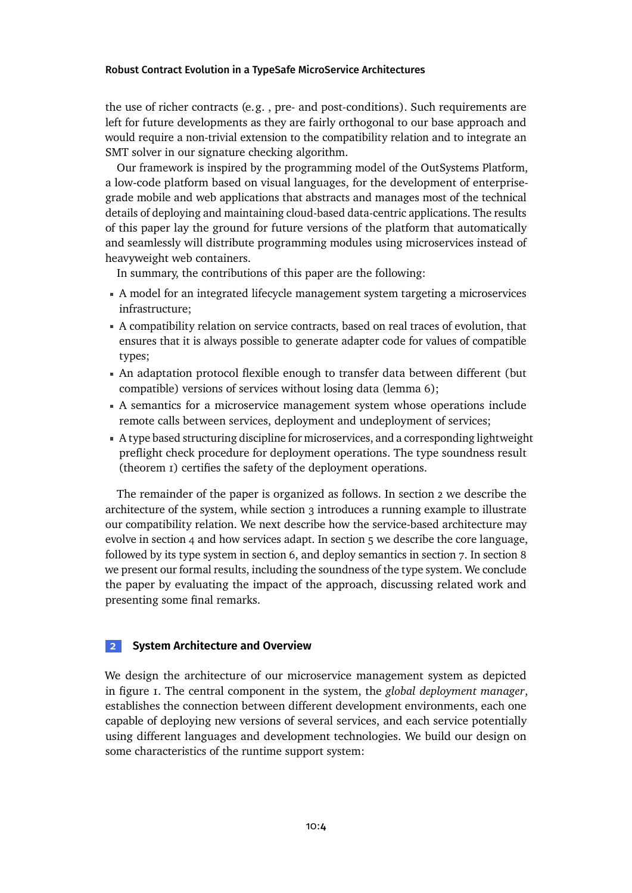the use of richer contracts (e.g. , pre- and post-conditions). Such requirements are left for future developments as they are fairly orthogonal to our base approach and would require a non-trivial extension to the compatibility relation and to integrate an SMT solver in our signature checking algorithm.

Our framework is inspired by the programming model of the OutSystems Platform, a low-code platform based on visual languages, for the development of enterprise-grade mobile and web applications that abstracts and manages most of the technical details of deploying and maintaining cloud-based data-centric applications. The results of this paper lay the ground for future versions of the platform that automatically and seamlessly will distribute programming modules using microservices instead of heavyweight web containers.

In summary, the contributions of this paper are the following:

- A model for an integrated lifecycle management system targeting a microservices infrastructure;
- A compatibility relation on service contracts, based on real traces of evolution, that ensures that it is always possible to generate adapter code for values of compatible types;
- An adaptation protocol flexible enough to transfer data between different (but compatible) versions of services without losing data (lemma 6);
- A semantics for a microservice management system whose operations include remote calls between services, deployment and undeployment of services;
- A type based structuring discipline for microservices, and a corresponding lightweight preflight check procedure for deployment operations. The type soundness result (theorem 1) certifies the safety of the deployment operations.

The remainder of the paper is organized as follows. In section 2 we describe the architecture of the system, while section 3 introduces a running example to illustrate our compatibility relation. We next describe how the service-based architecture may evolve in section 4 and how services adapt. In section 5 we describe the core language, followed by its type system in section 6, and deploy semantics in section 7. In section 8 we present our formal results, including the soundness of the type system. We conclude the paper by evaluating the impact of the approach, discussing related work and presenting some final remarks.

## 2 System Architecture and Overview

We design the architecture of our microservice management system as depicted in figure 1. The central component in the system, the *global deployment manager*, establishes the connection between different development environments, each one capable of deploying new versions of several services, and each service potentially using different languages and development technologies. We build our design on some characteristics of the runtime support system: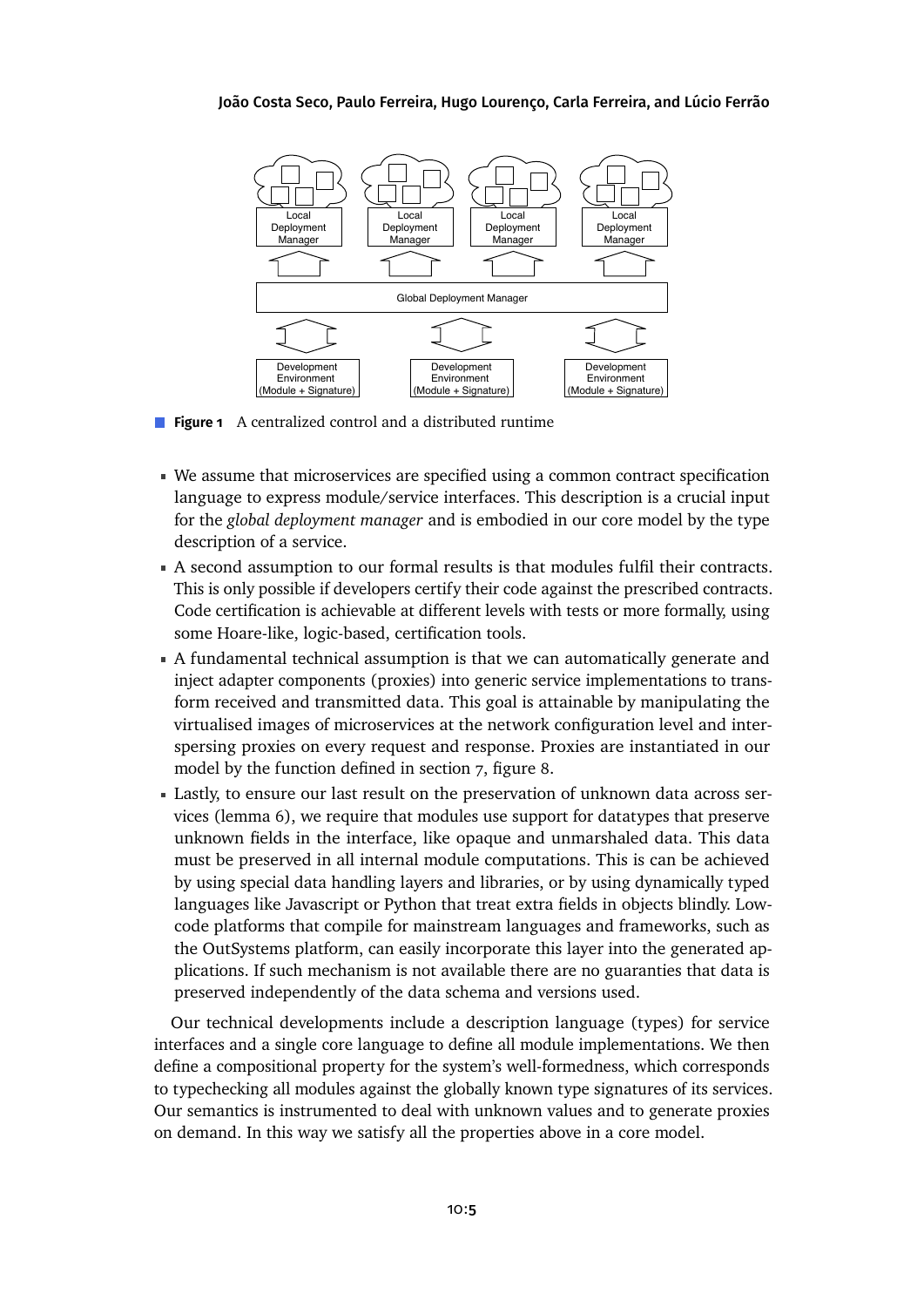**Figure 1** A centralized control and a distributed runtime

- We assume that microservices are specified using a common contract specification language to express module/service interfaces. This description is a crucial input for the *global deployment manager* and is embodied in our core model by the type description of a service.
- A second assumption to our formal results is that modules fulfil their contracts. This is only possible if developers certify their code against the prescribed contracts. Code certification is achievable at different levels with tests or more formally, using some Hoare-like, logic-based, certification tools.
- A fundamental technical assumption is that we can automatically generate and inject adapter components (proxies) into generic service implementations to transform received and transmitted data. This goal is attainable by manipulating the virtualised images of microservices at the network configuration level and interspersing proxies on every request and response. Proxies are instantiated in our model by the function defined in section 7, figure 8.
- Lastly, to ensure our last result on the preservation of unknown data across services (lemma 6), we require that modules use support for datatypes that preserve unknown fields in the interface, like opaque and unmarshaled data. This data must be preserved in all internal module computations. This is can be achieved by using special data handling layers and libraries, or by using dynamically typed languages like Javascript or Python that treat extra fields in objects blindly. Low-code platforms that compile for mainstream languages and frameworks, such as the OutSystems platform, can easily incorporate this layer into the generated applications. If such mechanism is not available there are no guaranties that data is preserved independently of the data schema and versions used.

Our technical developments include a description language (types) for service interfaces and a single core language to define all module implementations. We then define a compositional property for the system's well-formedness, which corresponds to typechecking all modules against the globally known type signatures of its services. Our semantics is instrumented to deal with unknown values and to generate proxies on demand. In this way we satisfy all the properties above in a core model.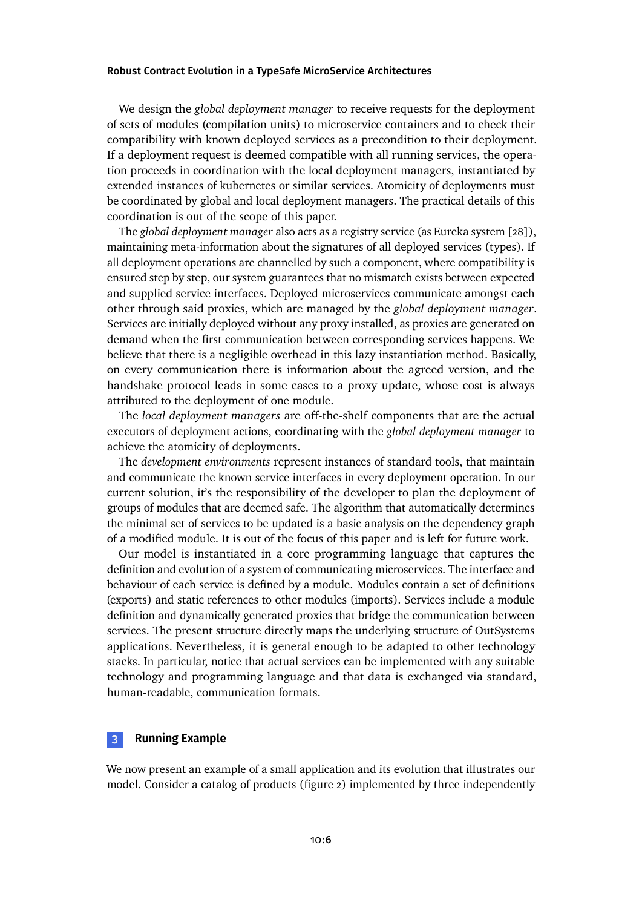We design the *global deployment manager* to receive requests for the deployment of sets of modules (compilation units) to microservice containers and to check their compatibility with known deployed services as a precondition to their deployment. If a deployment request is deemed compatible with all running services, the operation proceeds in coordination with the local deployment managers, instantiated by extended instances of kubernetes or similar services. Atomicity of deployments must be coordinated by global and local deployment managers. The practical details of this coordination is out of the scope of this paper.

The *global deployment manager* also acts as a registry service (as Eureka system [28]), maintaining meta-information about the signatures of all deployed services (types). If all deployment operations are channelled by such a component, where compatibility is ensured step by step, our system guarantees that no mismatch exists between expected and supplied service interfaces. Deployed microservices communicate amongst each other through said proxies, which are managed by the *global deployment manager*. Services are initially deployed without any proxy installed, as proxies are generated on demand when the first communication between corresponding services happens. We believe that there is a negligible overhead in this lazy instantiation method. Basically, on every communication there is information about the agreed version, and the handshake protocol leads in some cases to a proxy update, whose cost is always attributed to the deployment of one module.

The *local deployment managers* are off-the-shelf components that are the actual executors of deployment actions, coordinating with the *global deployment manager* to achieve the atomicity of deployments.

The *development environments* represent instances of standard tools, that maintain and communicate the known service interfaces in every deployment operation. In our current solution, it's the responsibility of the developer to plan the deployment of groups of modules that are deemed safe. The algorithm that automatically determines the minimal set of services to be updated is a basic analysis on the dependency graph of a modified module. It is out of the focus of this paper and is left for future work.

Our model is instantiated in a core programming language that captures the definition and evolution of a system of communicating microservices. The interface and behaviour of each service is defined by a module. Modules contain a set of definitions (exports) and static references to other modules (imports). Services include a module definition and dynamically generated proxies that bridge the communication between services. The present structure directly maps the underlying structure of OutSystems applications. Nevertheless, it is general enough to be adapted to other technology stacks. In particular, notice that actual services can be implemented with any suitable technology and programming language and that data is exchanged via standard, human-readable, communication formats.

## 3 Running Example

We now present an example of a small application and its evolution that illustrates our model. Consider a catalog of products (figure 2) implemented by three independently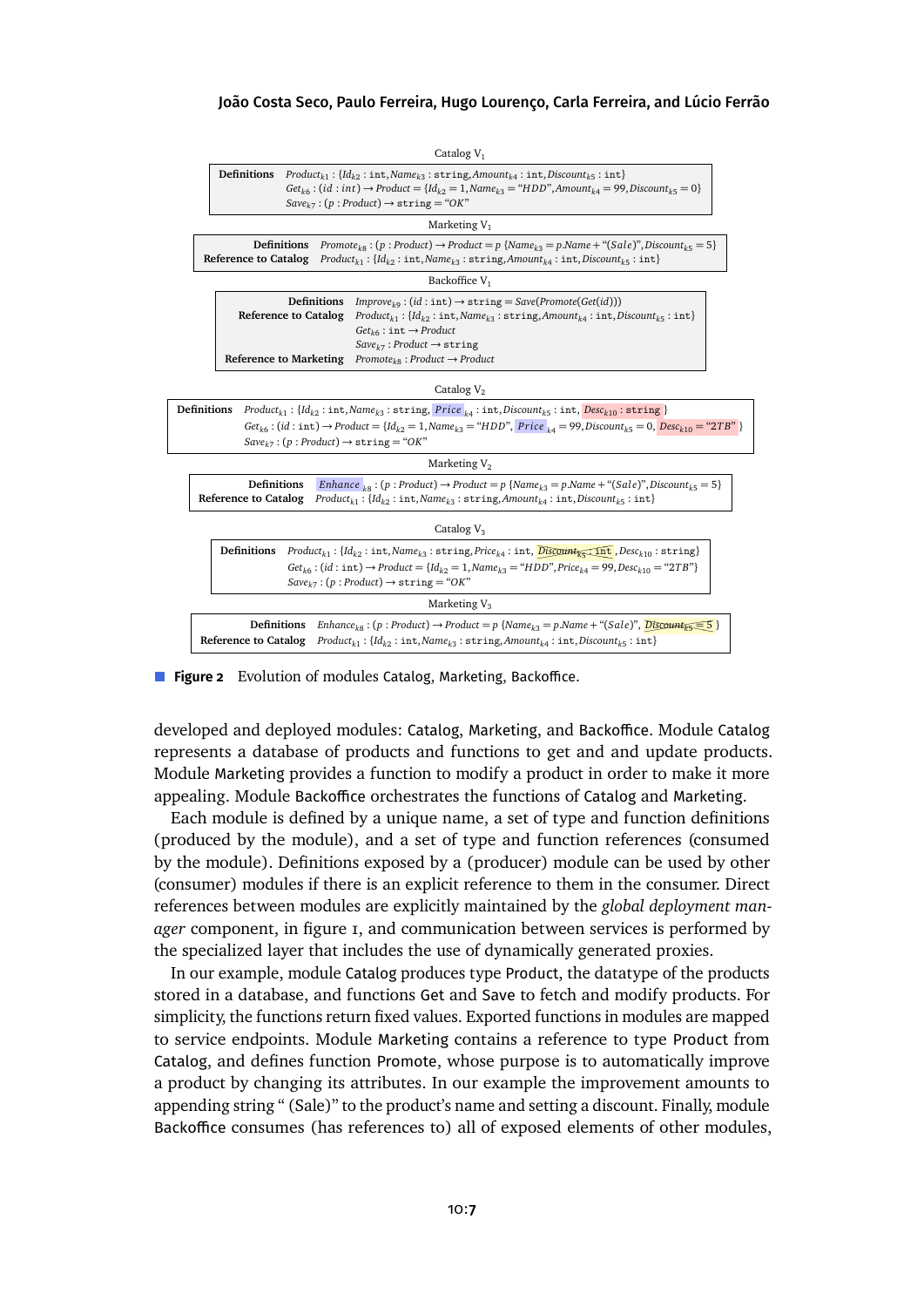Catalog $V_1$

| | |
|---|---|
| **Definitions** | $Product_{k1} : \{Id_{k2} : \texttt{int}, Name_{k3} : \texttt{string}, Amount_{k4} : \texttt{int}, Discount_{k5} : \texttt{int}\}$ <br> $Get_{k6} : (id : int) \to Product = \{Id_{k2} = 1, Name_{k3} = \text{“}HDD\text{”}, Amount_{k4} = 99, Discount_{k5} = 0\}$ <br> $Save_{k7} : (p : Product) \to \texttt{string} = \text{“}OK\text{”}$ |

Marketing $V_1$

| | |
|---|---|
| **Definitions** | $Promote_{k8} : (p : Product) \to Product = p\ \{Name_{k3} = p.Name + \text{“}(Sale)\text{”}, Discount_{k5} = 5\}$ |
| **Reference to Catalog** | $Product_{k1} : \{Id_{k2} : \texttt{int}, Name_{k3} : \texttt{string}, Amount_{k4} : \texttt{int}, Discount_{k5} : \texttt{int}\}$ |

Backoffice $V_1$

| | |
|---|---|
| **Definitions** | $Improve_{k9} : (id : \texttt{int}) \to \texttt{string} = Save(Promote(Get(id)))$ |
| **Reference to Catalog** | $Product_{k1} : \{Id_{k2} : \texttt{int}, Name_{k3} : \texttt{string}, Amount_{k4} : \texttt{int}, Discount_{k5} : \texttt{int}\}$ <br> $Get_{k6} : \texttt{int} \to Product$ <br> $Save_{k7} : Product \to \texttt{string}$ |
| **Reference to Marketing** | $Promote_{k8} : Product \to Product$ |

Catalog $V_2$

| | |
|---|---|
| **Definitions** | $Product_{k1} : \{Id_{k2} : \texttt{int}, Name_{k3} : \texttt{string}, Price_{k4} : \texttt{int}, Discount_{k5} : \texttt{int}, Desc_{k10} : \texttt{string}\}$ <br> $Get_{k6} : (id : \texttt{int}) \to Product = \{Id_{k2} = 1, Name_{k3} = \text{“}HDD\text{”}, Price_{k4} = 99, Discount_{k5} = 0, Desc_{k10} = \text{“}2TB\text{”}\}$ <br> $Save_{k7} : (p : Product) \to \texttt{string} = \text{“}OK\text{”}$ |

Marketing $V_2$

| | |
|---|---|
| **Definitions** | $Enhance_{k8} : (p : Product) \to Product = p\ \{Name_{k3} = p.Name + \text{“}(Sale)\text{”}, Discount_{k5} = 5\}$ |
| **Reference to Catalog** | $Product_{k1} : \{Id_{k2} : \texttt{int}, Name_{k3} : \texttt{string}, Amount_{k4} : \texttt{int}, Discount_{k5} : \texttt{int}\}$ |

Catalog $V_3$

| | |
|---|---|
| **Definitions** | $Product_{k1} : \{Id_{k2} : \texttt{int}, Name_{k3} : \texttt{string}, Price_{k4} : \texttt{int}, \sout{Discount_{k5} : \texttt{int}}, Desc_{k10} : \texttt{string}\}$ <br> $Get_{k6} : (id : \texttt{int}) \to Product = \{Id_{k2} = 1, Name_{k3} = \text{“}HDD\text{”}, Price_{k4} = 99, Desc_{k10} = \text{“}2TB\text{”}\}$ <br> $Save_{k7} : (p : Product) \to \texttt{string} = \text{“}OK\text{”}$ |

Marketing $V_3$

| | |
|---|---|
| **Definitions** | $Enhance_{k8} : (p : Product) \to Product = p\ \{Name_{k3} = p.Name + \text{“}(Sale)\text{”}, \sout{Discount_{k5} = 5}\}$ |
| **Reference to Catalog** | $Product_{k1} : \{Id_{k2} : \texttt{int}, Name_{k3} : \texttt{string}, Amount_{k4} : \texttt{int}, Discount_{k5} : \texttt{int}\}$ |

**Figure 2** Evolution of modules Catalog, Marketing, Backoffice.

developed and deployed modules: Catalog, Marketing, and Backoffice. Module Catalog represents a database of products and functions to get and and update products. Module Marketing provides a function to modify a product in order to make it more appealing. Module Backoffice orchestrates the functions of Catalog and Marketing.

Each module is defined by a unique name, a set of type and function definitions (produced by the module), and a set of type and function references (consumed by the module). Definitions exposed by a (producer) module can be used by other (consumer) modules if there is an explicit reference to them in the consumer. Direct references between modules are explicitly maintained by the *global deployment manager* component, in figure 1, and communication between services is performed by the specialized layer that includes the use of dynamically generated proxies.

In our example, module Catalog produces type Product, the datatype of the products stored in a database, and functions Get and Save to fetch and modify products. For simplicity, the functions return fixed values. Exported functions in modules are mapped to service endpoints. Module Marketing contains a reference to type Product from Catalog, and defines function Promote, whose purpose is to automatically improve a product by changing its attributes. In our example the improvement amounts to appending string “ (Sale)” to the product's name and setting a discount. Finally, module Backoffice consumes (has references to) all of exposed elements of other modules,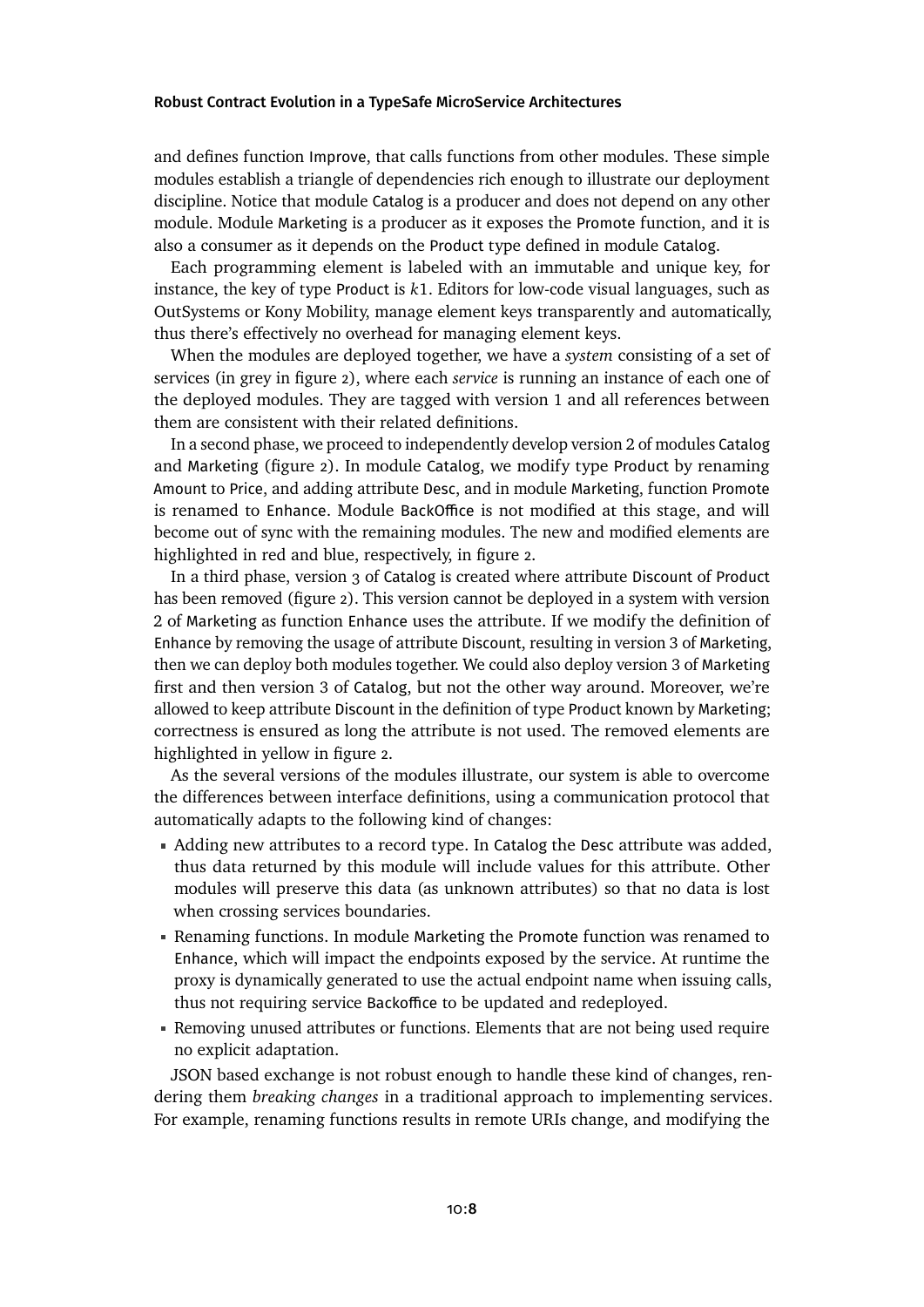and defines function Improve, that calls functions from other modules. These simple modules establish a triangle of dependencies rich enough to illustrate our deployment discipline. Notice that module Catalog is a producer and does not depend on any other module. Module Marketing is a producer as it exposes the Promote function, and it is also a consumer as it depends on the Product type defined in module Catalog.

Each programming element is labeled with an immutable and unique key, for instance, the key of type Product is $k1$. Editors for low-code visual languages, such as OutSystems or Kony Mobility, manage element keys transparently and automatically, thus there's effectively no overhead for managing element keys.

When the modules are deployed together, we have a *system* consisting of a set of services (in grey in figure 2), where each *service* is running an instance of each one of the deployed modules. They are tagged with version 1 and all references between them are consistent with their related definitions.

In a second phase, we proceed to independently develop version 2 of modules Catalog and Marketing (figure 2). In module Catalog, we modify type Product by renaming Amount to Price, and adding attribute Desc, and in module Marketing, function Promote is renamed to Enhance. Module BackOffice is not modified at this stage, and will become out of sync with the remaining modules. The new and modified elements are highlighted in red and blue, respectively, in figure 2.

In a third phase, version 3 of Catalog is created where attribute Discount of Product has been removed (figure 2). This version cannot be deployed in a system with version 2 of Marketing as function Enhance uses the attribute. If we modify the definition of Enhance by removing the usage of attribute Discount, resulting in version 3 of Marketing, then we can deploy both modules together. We could also deploy version 3 of Marketing first and then version 3 of Catalog, but not the other way around. Moreover, we're allowed to keep attribute Discount in the definition of type Product known by Marketing; correctness is ensured as long the attribute is not used. The removed elements are highlighted in yellow in figure 2.

As the several versions of the modules illustrate, our system is able to overcome the differences between interface definitions, using a communication protocol that automatically adapts to the following kind of changes:

- Adding new attributes to a record type. In Catalog the Desc attribute was added, thus data returned by this module will include values for this attribute. Other modules will preserve this data (as unknown attributes) so that no data is lost when crossing services boundaries.
- Renaming functions. In module Marketing the Promote function was renamed to Enhance, which will impact the endpoints exposed by the service. At runtime the proxy is dynamically generated to use the actual endpoint name when issuing calls, thus not requiring service Backoffice to be updated and redeployed.
- Removing unused attributes or functions. Elements that are not being used require no explicit adaptation.

JSON based exchange is not robust enough to handle these kind of changes, rendering them *breaking changes* in a traditional approach to implementing services. For example, renaming functions results in remote URIs change, and modifying the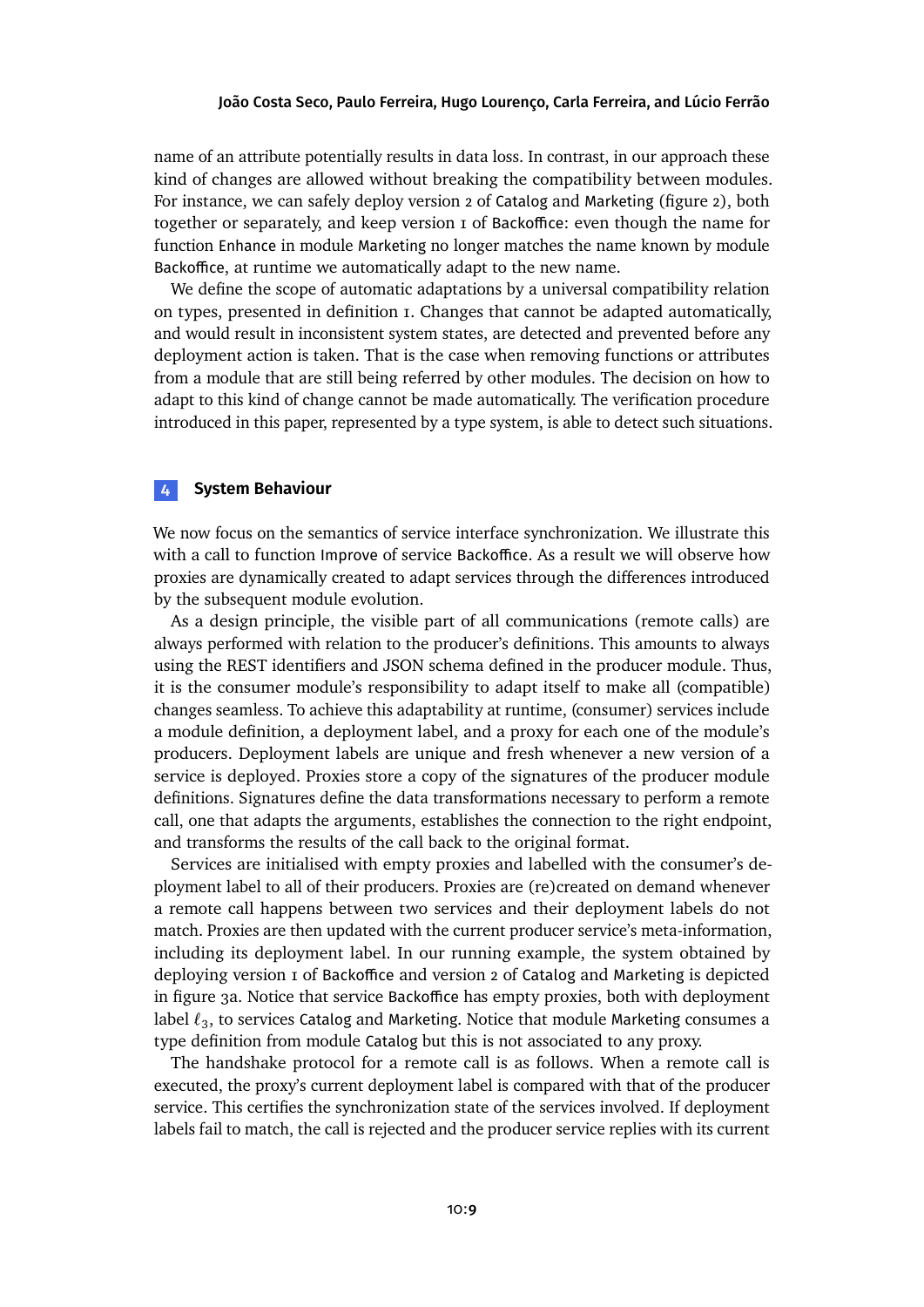name of an attribute potentially results in data loss. In contrast, in our approach these kind of changes are allowed without breaking the compatibility between modules. For instance, we can safely deploy version 2 of Catalog and Marketing (figure 2), both together or separately, and keep version 1 of Backoffice: even though the name for function Enhance in module Marketing no longer matches the name known by module Backoffice, at runtime we automatically adapt to the new name.

We define the scope of automatic adaptations by a universal compatibility relation on types, presented in definition 1. Changes that cannot be adapted automatically, and would result in inconsistent system states, are detected and prevented before any deployment action is taken. That is the case when removing functions or attributes from a module that are still being referred by other modules. The decision on how to adapt to this kind of change cannot be made automatically. The verification procedure introduced in this paper, represented by a type system, is able to detect such situations.

## 4 System Behaviour

We now focus on the semantics of service interface synchronization. We illustrate this with a call to function Improve of service Backoffice. As a result we will observe how proxies are dynamically created to adapt services through the differences introduced by the subsequent module evolution.

As a design principle, the visible part of all communications (remote calls) are always performed with relation to the producer's definitions. This amounts to always using the REST identifiers and JSON schema defined in the producer module. Thus, it is the consumer module's responsibility to adapt itself to make all (compatible) changes seamless. To achieve this adaptability at runtime, (consumer) services include a module definition, a deployment label, and a proxy for each one of the module's producers. Deployment labels are unique and fresh whenever a new version of a service is deployed. Proxies store a copy of the signatures of the producer module definitions. Signatures define the data transformations necessary to perform a remote call, one that adapts the arguments, establishes the connection to the right endpoint, and transforms the results of the call back to the original format.

Services are initialised with empty proxies and labelled with the consumer's deployment label to all of their producers. Proxies are (re)created on demand whenever a remote call happens between two services and their deployment labels do not match. Proxies are then updated with the current producer service's meta-information, including its deployment label. In our running example, the system obtained by deploying version 1 of Backoffice and version 2 of Catalog and Marketing is depicted in figure 3a. Notice that service Backoffice has empty proxies, both with deployment label $\ell_3$, to services Catalog and Marketing. Notice that module Marketing consumes a type definition from module Catalog but this is not associated to any proxy.

The handshake protocol for a remote call is as follows. When a remote call is executed, the proxy's current deployment label is compared with that of the producer service. This certifies the synchronization state of the services involved. If deployment labels fail to match, the call is rejected and the producer service replies with its current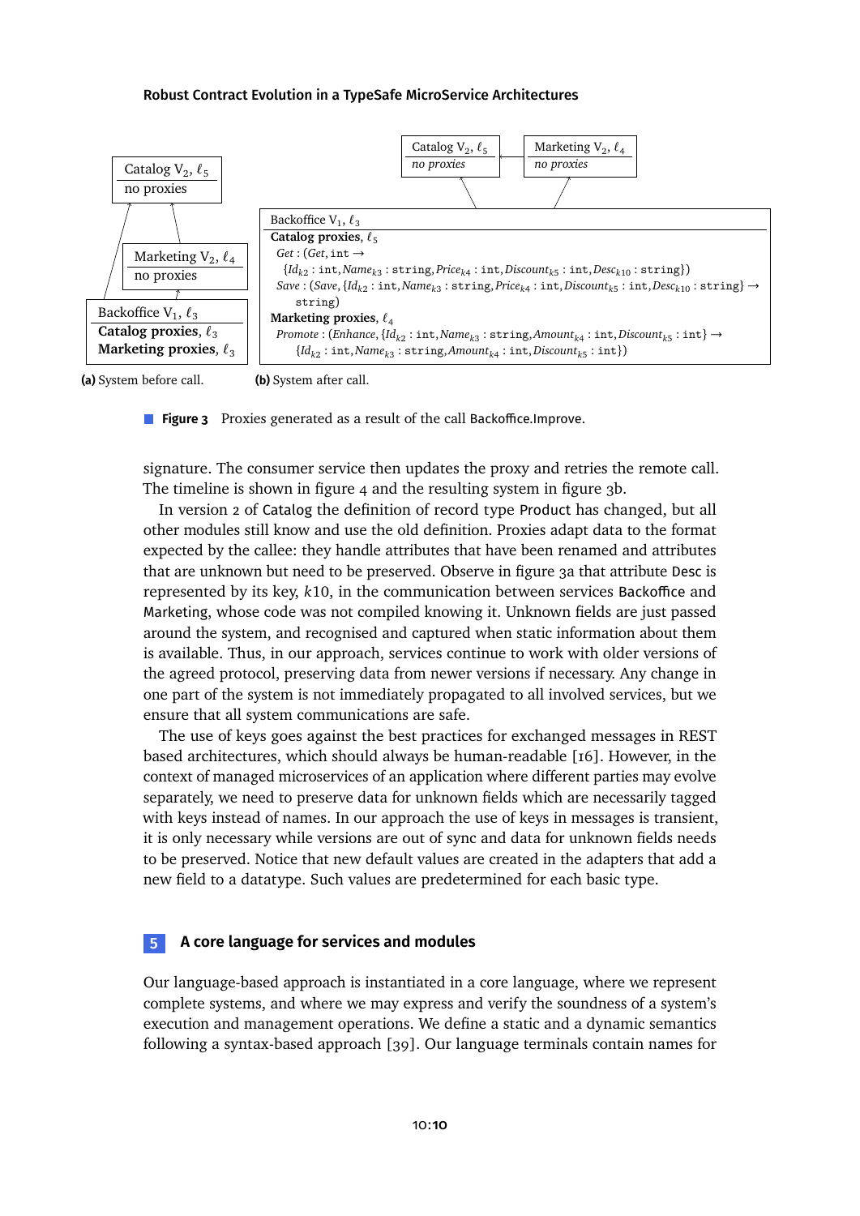Catalog V$_2$, $\ell_5$
no proxies

Marketing V$_2$, $\ell_4$
no proxies

Backoffice V$_1$, $\ell_3$
**Catalog proxies**, $\ell_3$
**Marketing proxies**, $\ell_3$

**(a)** System before call.

Catalog V$_2$, $\ell_5$
*no proxies*

Marketing V$_2$, $\ell_4$
*no proxies*

Backoffice V$_1$, $\ell_3$
**Catalog proxies**, $\ell_5$
$Get : (Get, \texttt{int} \rightarrow \{Id_{k2} : \texttt{int}, Name_{k3} : \texttt{string}, Price_{k4} : \texttt{int}, Discount_{k5} : \texttt{int}, Desc_{k10} : \texttt{string}\})$
$Save : (Save, \{Id_{k2} : \texttt{int}, Name_{k3} : \texttt{string}, Price_{k4} : \texttt{int}, Discount_{k5} : \texttt{int}, Desc_{k10} : \texttt{string}\} \rightarrow \texttt{string})$
**Marketing proxies**, $\ell_4$
$Promote : (Enhance, \{Id_{k2} : \texttt{int}, Name_{k3} : \texttt{string}, Amount_{k4} : \texttt{int}, Discount_{k5} : \texttt{int}\} \rightarrow \{Id_{k2} : \texttt{int}, Name_{k3} : \texttt{string}, Amount_{k4} : \texttt{int}, Discount_{k5} : \texttt{int}\})$

**(b)** System after call.

**Figure 3** Proxies generated as a result of the call Backoffice.Improve.

signature. The consumer service then updates the proxy and retries the remote call. The timeline is shown in figure 4 and the resulting system in figure 3b.

In version 2 of Catalog the definition of record type Product has changed, but all other modules still know and use the old definition. Proxies adapt data to the format expected by the callee: they handle attributes that have been renamed and attributes that are unknown but need to be preserved. Observe in figure 3a that attribute Desc is represented by its key, $k10$, in the communication between services Backoffice and Marketing, whose code was not compiled knowing it. Unknown fields are just passed around the system, and recognised and captured when static information about them is available. Thus, in our approach, services continue to work with older versions of the agreed protocol, preserving data from newer versions if necessary. Any change in one part of the system is not immediately propagated to all involved services, but we ensure that all system communications are safe.

The use of keys goes against the best practices for exchanged messages in REST based architectures, which should always be human-readable [16]. However, in the context of managed microservices of an application where different parties may evolve separately, we need to preserve data for unknown fields which are necessarily tagged with keys instead of names. In our approach the use of keys in messages is transient, it is only necessary while versions are out of sync and data for unknown fields needs to be preserved. Notice that new default values are created in the adapters that add a new field to a datatype. Such values are predetermined for each basic type.

## 5 A core language for services and modules

Our language-based approach is instantiated in a core language, where we represent complete systems, and where we may express and verify the soundness of a system's execution and management operations. We define a static and a dynamic semantics following a syntax-based approach [39]. Our language terminals contain names for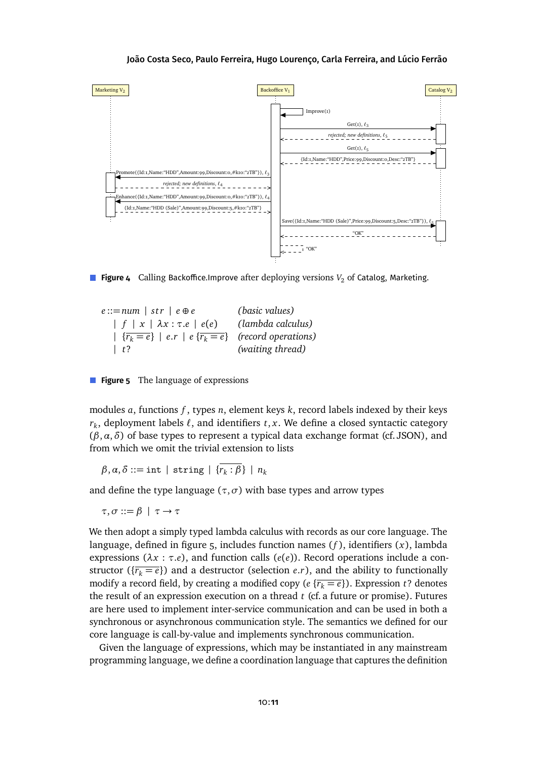**Figure 4** Calling Backoffice.Improve after deploying versions $V_2$ of Catalog, Marketing.

$$
\begin{array}{lll}
e ::= num \mid str \mid e \oplus e & & \textit{(basic values)} \\
\quad \mid f \mid x \mid \lambda x : \tau . e \mid e(e) & & \textit{(lambda calculus)} \\
\quad \mid \{\overline{r_k = e}\} \mid e.r \mid e\,\{\overline{r_k = e}\} & & \textit{(record operations)} \\
\quad \mid t? & & \textit{(waiting thread)}
\end{array}
$$

**Figure 5** The language of expressions

modules $a$, functions $f$, types $n$, element keys $k$, record labels indexed by their keys $r_k$, deployment labels $\ell$, and identifiers $t, x$. We define a closed syntactic category $(\beta, \alpha, \delta)$ of base types to represent a typical data exchange format (cf. JSON), and from which we omit the trivial extension to lists

$$\beta, \alpha, \delta ::= \texttt{int} \mid \texttt{string} \mid \{\overline{r_k : \beta}\} \mid n_k$$

and define the type language $(\tau, \sigma)$ with base types and arrow types

$$\tau, \sigma ::= \beta \mid \tau \to \tau$$

We then adopt a simply typed lambda calculus with records as our core language. The language, defined in figure 5, includes function names ($f$), identifiers ($x$), lambda expressions ($\lambda x : \tau . e$), and function calls ($e(e)$). Record operations include a constructor ($\{\overline{r_k = e}\}$) and a destructor (selection $e.r$), and the ability to functionally modify a record field, by creating a modified copy ($e\,\{\overline{r_k = e}\}$). Expression $t?$ denotes the result of an expression execution on a thread $t$ (cf. a future or promise). Futures are here used to implement inter-service communication and can be used in both a synchronous or asynchronous communication style. The semantics we defined for our core language is call-by-value and implements synchronous communication.

Given the language of expressions, which may be instantiated in any mainstream programming language, we define a coordination language that captures the definition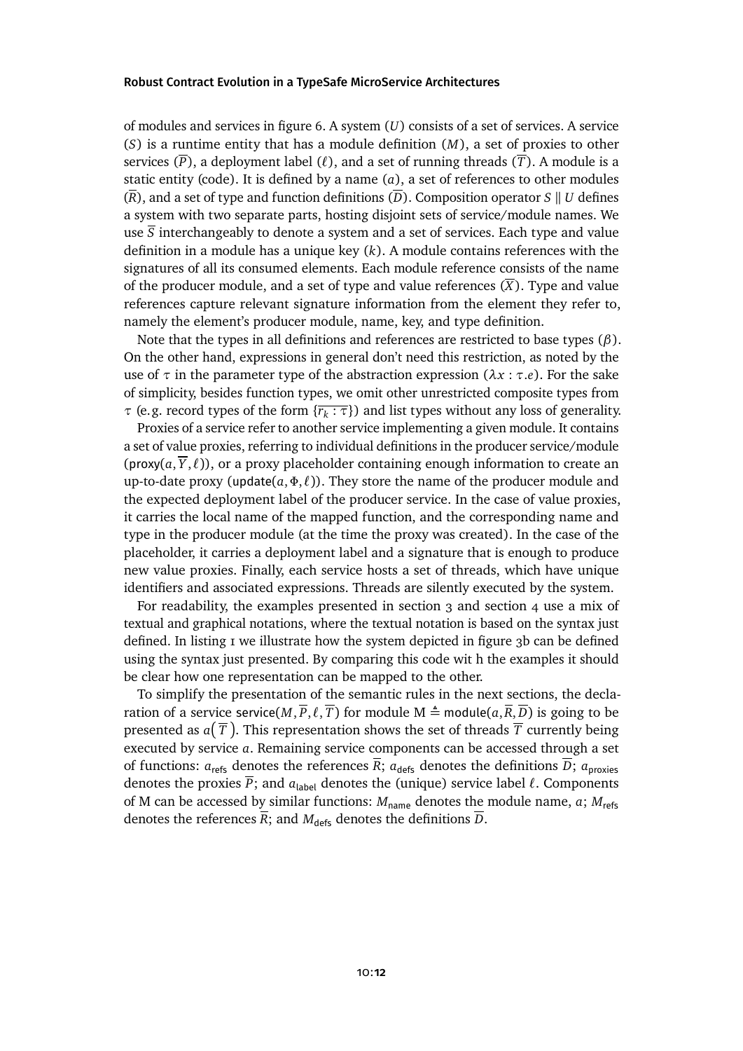of modules and services in figure 6. A system ($U$) consists of a set of services. A service ($S$) is a runtime entity that has a module definition ($M$), a set of proxies to other services ($\overline{P}$), a deployment label ($\ell$), and a set of running threads ($\overline{T}$). A module is a static entity (code). It is defined by a name ($a$), a set of references to other modules ($\overline{R}$), and a set of type and function definitions ($\overline{D}$). Composition operator $S \parallel U$ defines a system with two separate parts, hosting disjoint sets of service/module names. We use $\overline{S}$ interchangeably to denote a system and a set of services. Each type and value definition in a module has a unique key ($k$). A module contains references with the signatures of all its consumed elements. Each module reference consists of the name of the producer module, and a set of type and value references ($\overline{X}$). Type and value references capture relevant signature information from the element they refer to, namely the element's producer module, name, key, and type definition.

Note that the types in all definitions and references are restricted to base types ($\beta$). On the other hand, expressions in general don't need this restriction, as noted by the use of $\tau$ in the parameter type of the abstraction expression ($\lambda x : \tau.e$). For the sake of simplicity, besides function types, we omit other unrestricted composite types from $\tau$ (e.g. record types of the form $\{\overline{r_k : \tau}\}$) and list types without any loss of generality.

Proxies of a service refer to another service implementing a given module. It contains a set of value proxies, referring to individual definitions in the producer service/module ($\mathsf{proxy}(a, \overline{Y}, \ell)$), or a proxy placeholder containing enough information to create an up-to-date proxy ($\mathsf{update}(a, \Phi, \ell)$). They store the name of the producer module and the expected deployment label of the producer service. In the case of value proxies, it carries the local name of the mapped function, and the corresponding name and type in the producer module (at the time the proxy was created). In the case of the placeholder, it carries a deployment label and a signature that is enough to produce new value proxies. Finally, each service hosts a set of threads, which have unique identifiers and associated expressions. Threads are silently executed by the system.

For readability, the examples presented in section 3 and section 4 use a mix of textual and graphical notations, where the textual notation is based on the syntax just defined. In listing 1 we illustrate how the system depicted in figure 3b can be defined using the syntax just presented. By comparing this code wit h the examples it should be clear how one representation can be mapped to the other.

To simplify the presentation of the semantic rules in the next sections, the declaration of a service $\mathsf{service}(M, \overline{P}, \ell, \overline{T})$ for module M $\triangleq \mathsf{module}(a, \overline{R}, \overline{D})$ is going to be presented as $a\big(\,\overline{T}\,\big)$. This representation shows the set of threads $\overline{T}$ currently being executed by service $a$. Remaining service components can be accessed through a set of functions: $a_{\mathsf{refs}}$ denotes the references $\overline{R}$; $a_{\mathsf{defs}}$ denotes the definitions $\overline{D}$; $a_{\mathsf{proxies}}$ denotes the proxies $\overline{P}$; and $a_{\mathsf{label}}$ denotes the (unique) service label $\ell$. Components of M can be accessed by similar functions: $M_{\mathsf{name}}$ denotes the module name, $a$; $M_{\mathsf{refs}}$ denotes the references $\overline{R}$; and $M_{\mathsf{defs}}$ denotes the definitions $\overline{D}$.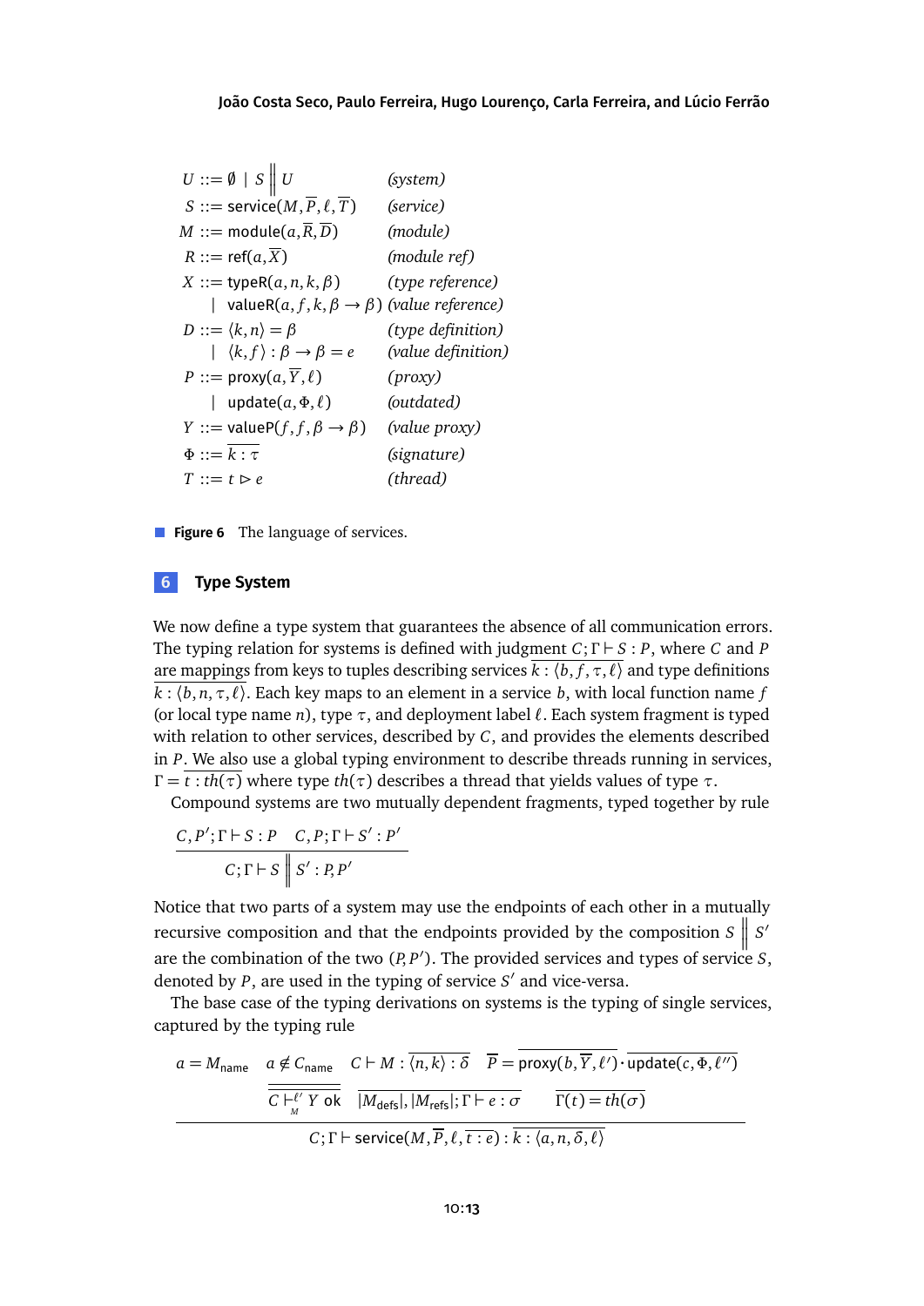$$
\begin{array}{rcll}
U & ::= & \emptyset \mid S \,\big\|\, U & \textit{(system)} \\
S & ::= & \mathsf{service}(M, \overline{P}, \ell, \overline{T}) & \textit{(service)} \\
M & ::= & \mathsf{module}(a, \overline{R}, \overline{D}) & \textit{(module)} \\
R & ::= & \mathsf{ref}(a, \overline{X}) & \textit{(module ref)} \\
X & ::= & \mathsf{typeR}(a, n, k, \beta) & \textit{(type reference)} \\
 & \mid & \mathsf{valueR}(a, f, k, \beta \to \beta) & \textit{(value reference)} \\
D & ::= & \langle k, n \rangle = \beta & \textit{(type definition)} \\
 & \mid & \langle k, f \rangle : \beta \to \beta = e & \textit{(value definition)} \\
P & ::= & \mathsf{proxy}(a, \overline{Y}, \ell) & \textit{(proxy)} \\
 & \mid & \mathsf{update}(a, \Phi, \ell) & \textit{(outdated)} \\
Y & ::= & \mathsf{valueP}(f, f, \beta \to \beta) & \textit{(value proxy)} \\
\Phi & ::= & \overline{k : \tau} & \textit{(signature)} \\
T & ::= & t \rhd e & \textit{(thread)}
\end{array}
$$

**Figure 6** The language of services.

## 6 Type System

We now define a type system that guarantees the absence of all communication errors. The typing relation for systems is defined with judgment $C; \Gamma \vdash S : P$, where $C$ and $P$ are mappings from keys to tuples describing services $\overline{k : \langle b, f, \tau, \ell \rangle}$ and type definitions $\overline{k : \langle b, n, \tau, \ell \rangle}$. Each key maps to an element in a service $b$, with local function name $f$ (or local type name $n$), type $\tau$, and deployment label $\ell$. Each system fragment is typed with relation to other services, described by $C$, and provides the elements described in $P$. We also use a global typing environment to describe threads running in services, $\Gamma = \overline{t : th(\tau)}$ where type $th(\tau)$ describes a thread that yields values of type $\tau$.

Compound systems are two mutually dependent fragments, typed together by rule

$$
\frac{C, P'; \Gamma \vdash S : P \qquad C, P; \Gamma \vdash S' : P'}{C; \Gamma \vdash S \,\big\|\, S' : P, P'}
$$

Notice that two parts of a system may use the endpoints of each other in a mutually recursive composition and that the endpoints provided by the composition $S \,\big\|\, S'$ are the combination of the two $(P, P')$. The provided services and types of service $S$, denoted by $P$, are used in the typing of service $S'$ and vice-versa.

The base case of the typing derivations on systems is the typing of single services, captured by the typing rule

$$
\frac{\begin{array}{c} a = M_{\mathsf{name}} \quad a \notin C_{\mathsf{name}} \quad C \vdash M : \overline{\langle n, k \rangle : \delta} \quad \overline{P} = \overline{\mathsf{proxy}(b, \overline{Y}, \ell')} \cdot \overline{\mathsf{update}(c, \Phi, \ell'')} \\ \overline{C \vdash^{\ell'}_{M} Y \text{ ok}} \quad \overline{|M_{\mathsf{defs}}|, |M_{\mathsf{refs}}|; \Gamma \vdash e : \sigma} \quad \overline{\Gamma(t) = th(\sigma)} \end{array}}{C; \Gamma \vdash \mathsf{service}(M, \overline{P}, \ell, \overline{t : e}) : \overline{k : \langle a, n, \delta, \ell \rangle}}
$$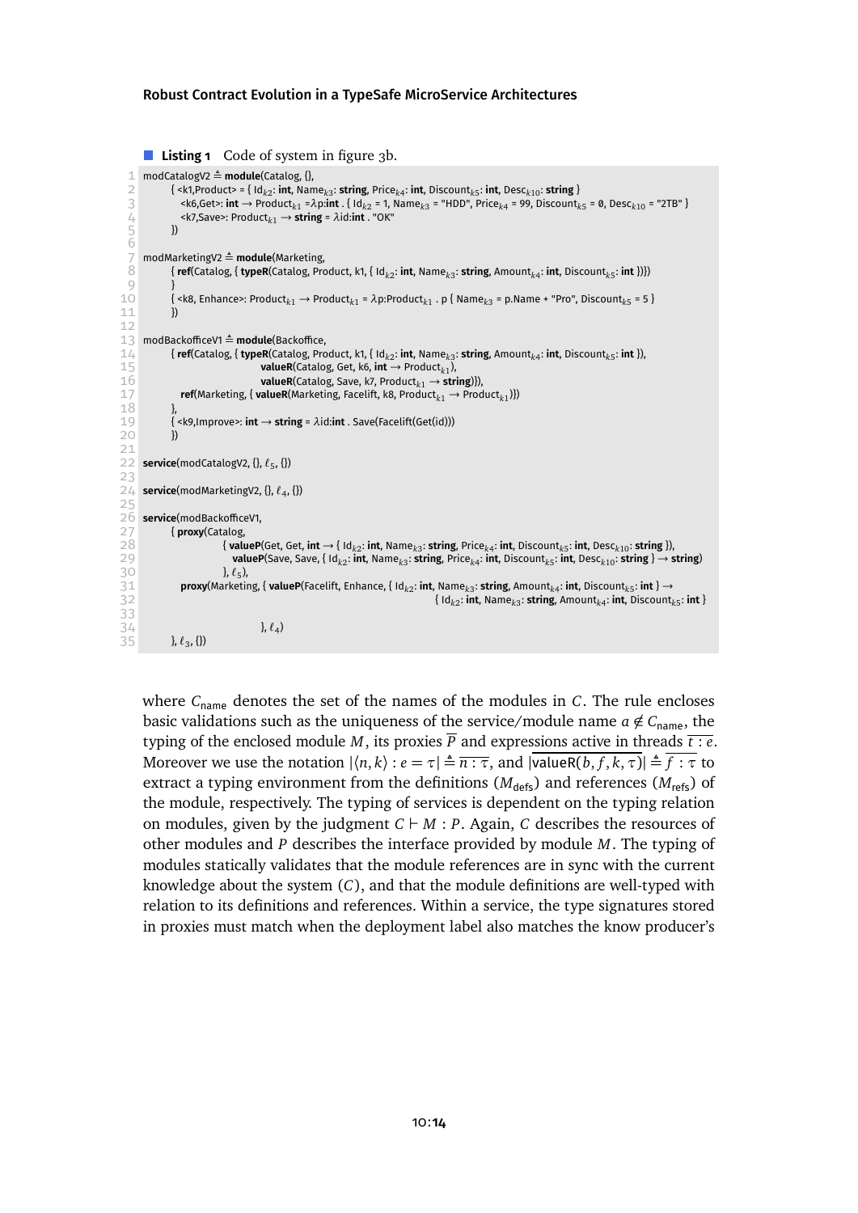**Listing 1** Code of system in figure 3b.

```
modCatalogV2 ≜ module(Catalog, {},
      { <k1,Product> = { Id_k2: int, Name_k3: string, Price_k4: int, Discount_k5: int, Desc_k10: string }
        <k6,Get>: int → Product_k1 =λp:int . { Id_k2 = 1, Name_k3 = "HDD", Price_k4 = 99, Discount_k5 = 0, Desc_k10 = "2TB" }
        <k7,Save>: Product_k1 → string = λid:int . "OK"
      })

modMarketingV2 ≜ module(Marketing,
      { ref(Catalog, { typeR(Catalog, Product, k1, { Id_k2: int, Name_k3: string, Amount_k4: int, Discount_k5: int }})})
      }
      { <k8, Enhance>: Product_k1 → Product_k1 = λp:Product_k1 . p { Name_k3 = p.Name + "Pro", Discount_k5 = 5 }
      })

modBackofficeV1 ≜ module(Backoffice,
      { ref(Catalog, { typeR(Catalog, Product, k1, { Id_k2: int, Name_k3: string, Amount_k4: int, Discount_k5: int }),
                       valueR(Catalog, Get, k6, int → Product_k1),
                       valueR(Catalog, Save, k7, Product_k1 → string)}),
        ref(Marketing, { valueR(Marketing, Facelift, k8, Product_k1 → Product_k1)})
      },
      { <k9,Improve>: int → string = λid:int . Save(Facelift(Get(id)))
      })

service(modCatalogV2, {}, ℓ5, {})

service(modMarketingV2, {}, ℓ4, {})

service(modBackofficeV1,
      { proxy(Catalog,
                  { valueP(Get, Get, int → { Id_k2: int, Name_k3: string, Price_k4: int, Discount_k5: int, Desc_k10: string }),
                    valueP(Save, Save, { Id_k2: int, Name_k3: string, Price_k4: int, Discount_k5: int, Desc_k10: string } → string)
                  }, ℓ5),
        proxy(Marketing, { valueP(Facelift, Enhance, { Id_k2: int, Name_k3: string, Amount_k4: int, Discount_k5: int } →
                                                      { Id_k2: int, Name_k3: string, Amount_k4: int, Discount_k5: int }

                        }, ℓ4)
      }, ℓ3, {})
```

where $C_{\mathsf{name}}$ denotes the set of the names of the modules in $C$. The rule encloses basic validations such as the uniqueness of the service/module name $a \notin C_{\mathsf{name}}$, the typing of the enclosed module $M$, its proxies $\overline{P}$ and expressions active in threads $\overline{t : e}$. Moreover we use the notation $|\langle n, k\rangle : e = \tau| \triangleq \overline{n : \tau}$, and $|\overline{\mathsf{valueR}(b, f, k, \tau)}| \triangleq \overline{f : \tau}$ to extract a typing environment from the definitions ($M_{\mathsf{defs}}$) and references ($M_{\mathsf{refs}}$) of the module, respectively. The typing of services is dependent on the typing relation on modules, given by the judgment $C \vdash M : P$. Again, $C$ describes the resources of other modules and $P$ describes the interface provided by module $M$. The typing of modules statically validates that the module references are in sync with the current knowledge about the system ($C$), and that the module definitions are well-typed with relation to its definitions and references. Within a service, the type signatures stored in proxies must match when the deployment label also matches the know producer's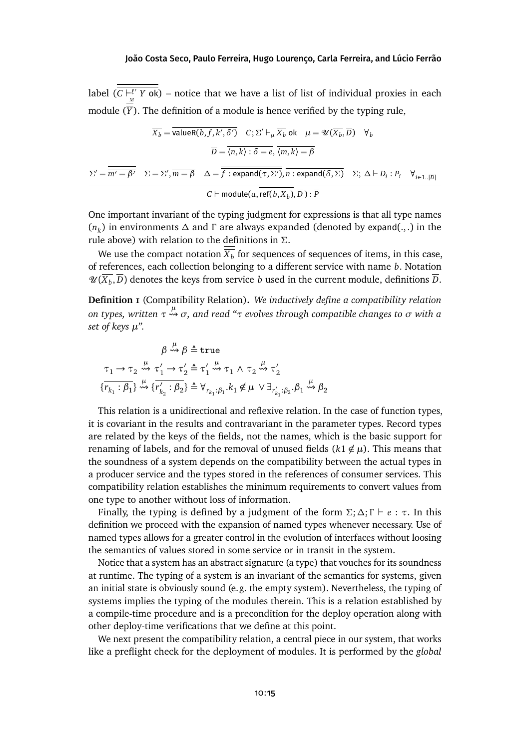label $(\overline{\overline{C \vdash^{\ell'}_{M} Y \text{ ok}}})$ – notice that we have a list of list of individual proxies in each module $(\overline{\overline{Y}})$. The definition of a module is hence verified by the typing rule,

$$
\frac{\begin{array}{c}\overline{X_b} = \overline{\mathsf{valueR}(b, f, k', \delta')} \quad C; \Sigma' \vdash_\mu \overline{X_b} \text{ ok} \quad \mu = \mathscr{U}(\overline{X_b}, \overline{D}) \quad \forall_b \\ \overline{D} = \overline{\langle n, k \rangle : \delta = e}, \overline{\langle m, k \rangle = \beta} \\ \Sigma' = \overline{\overline{m' = \beta'}} \quad \Sigma = \Sigma', \overline{m = \beta} \quad \Delta = \overline{\overline{f : \mathsf{expand}(\tau, \Sigma')}}, \overline{n : \mathsf{expand}(\delta, \Sigma)} \quad \Sigma;\ \Delta \vdash D_i : P_i \quad \forall_{i \in 1..|\overline{D}|}\end{array}}{C \vdash \mathsf{module}(a, \overline{\mathsf{ref}(b, \overline{X_b})}, \overline{D}) : \overline{P}}
$$

One important invariant of the typing judgment for expressions is that all type names $(n_k)$ in environments $\Delta$ and $\Gamma$ are always expanded (denoted by $\mathsf{expand}(.,.)$ in the rule above) with relation to the definitions in $\Sigma$.

We use the compact notation $\overline{\overline{X_b}}$ for sequences of sequences of items, in this case, of references, each collection belonging to a different service with name $b$. Notation $\mathscr{U}(\overline{X_b}, \overline{D})$ denotes the keys from service $b$ used in the current module, definitions $\overline{D}$.

**Definition 1** (Compatibility Relation)**.** *We inductively define a compatibility relation on types, written $\tau \overset{\mu}{\rightsquigarrow} \sigma$, and read "$\tau$ evolves through compatible changes to $\sigma$ with a set of keys $\mu$".*

$$
\begin{aligned}
\beta &\overset{\mu}{\rightsquigarrow} \beta \triangleq \mathtt{true} \\
\tau_1 \to \tau_2 \overset{\mu}{\rightsquigarrow} \tau_1' \to \tau_2' &\triangleq \tau_1' \overset{\mu}{\rightsquigarrow} \tau_1 \wedge \tau_2 \overset{\mu}{\rightsquigarrow} \tau_2' \\
\{\overline{r_{k_1} : \beta_1}\} \overset{\mu}{\rightsquigarrow} \{\overline{r'_{k_2} : \beta_2}\} &\triangleq \forall_{r_{k_1}:\beta_1}.k_1 \notin \mu \ \vee \exists_{r'_{k_1}:\beta_2}.\beta_1 \overset{\mu}{\rightsquigarrow} \beta_2
\end{aligned}
$$

This relation is a unidirectional and reflexive relation. In the case of function types, it is covariant in the results and contravariant in the parameter types. Record types are related by the keys of the fields, not the names, which is the basic support for renaming of labels, and for the removal of unused fields ($k1 \notin \mu$). This means that the soundness of a system depends on the compatibility between the actual types in a producer service and the types stored in the references of consumer services. This compatibility relation establishes the minimum requirements to convert values from one type to another without loss of information.

Finally, the typing is defined by a judgment of the form $\Sigma; \Delta; \Gamma \vdash e : \tau$. In this definition we proceed with the expansion of named types whenever necessary. Use of named types allows for a greater control in the evolution of interfaces without loosing the semantics of values stored in some service or in transit in the system.

Notice that a system has an abstract signature (a type) that vouches for its soundness at runtime. The typing of a system is an invariant of the semantics for systems, given an initial state is obviously sound (e.g. the empty system). Nevertheless, the typing of systems implies the typing of the modules therein. This is a relation established by a compile-time procedure and is a precondition for the deploy operation along with other deploy-time verifications that we define at this point.

We next present the compatibility relation, a central piece in our system, that works like a preflight check for the deployment of modules. It is performed by the *global*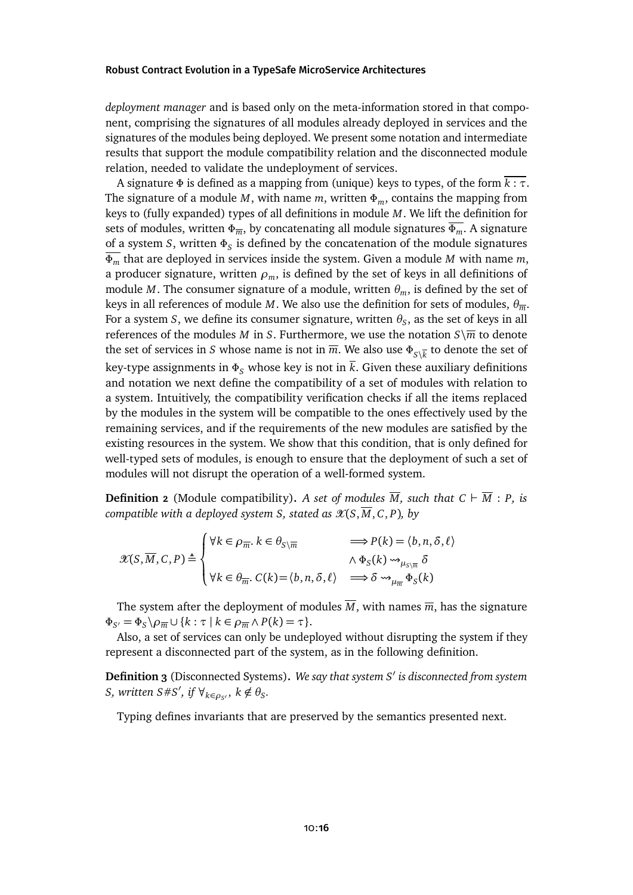*deployment manager* and is based only on the meta-information stored in that component, comprising the signatures of all modules already deployed in services and the signatures of the modules being deployed. We present some notation and intermediate results that support the module compatibility relation and the disconnected module relation, needed to validate the undeployment of services.

A signature $\Phi$ is defined as a mapping from (unique) keys to types, of the form $\overline{k : \tau}$. The signature of a module $M$, with name $m$, written $\Phi_m$, contains the mapping from keys to (fully expanded) types of all definitions in module $M$. We lift the definition for sets of modules, written $\Phi_{\overline{m}}$, by concatenating all module signatures $\overline{\Phi_m}$. A signature of a system $S$, written $\Phi_S$ is defined by the concatenation of the module signatures $\overline{\Phi_m}$ that are deployed in services inside the system. Given a module $M$ with name $m$, a producer signature, written $\rho_m$, is defined by the set of keys in all definitions of module $M$. The consumer signature of a module, written $\theta_m$, is defined by the set of keys in all references of module $M$. We also use the definition for sets of modules, $\theta_{\overline{m}}$. For a system $S$, we define its consumer signature, written $\theta_S$, as the set of keys in all references of the modules $M$ in $S$. Furthermore, we use the notation $S \backslash \overline{m}$ to denote the set of services in $S$ whose name is not in $\overline{m}$. We also use $\Phi_{S \backslash \overline{k}}$ to denote the set of key-type assignments in $\Phi_S$ whose key is not in $\overline{k}$. Given these auxiliary definitions and notation we next define the compatibility of a set of modules with relation to a system. Intuitively, the compatibility verification checks if all the items replaced by the modules in the system will be compatible to the ones effectively used by the remaining services, and if the requirements of the new modules are satisfied by the existing resources in the system. We show that this condition, that is only defined for well-typed sets of modules, is enough to ensure that the deployment of such a set of modules will not disrupt the operation of a well-formed system.

**Definition 2** (Module compatibility)**.** *A set of modules $\overline{M}$, such that $C \vdash \overline{M} : P$, is compatible with a deployed system $S$, stated as $\mathscr{X}(S, \overline{M}, C, P)$, by*

$$
\mathscr{X}(S, \overline{M}, C, P) \triangleq \begin{cases} \forall k \in \rho_{\overline{m}}.\ k \in \theta_{S \backslash \overline{m}} & \Longrightarrow P(k) = \langle b, n, \delta, \ell \rangle \\ & \quad \wedge\ \Phi_S(k) \rightsquigarrow_{\mu_{S \backslash \overline{m}}} \delta \\ \forall k \in \theta_{\overline{m}}.\ C(k) = \langle b, n, \delta, \ell \rangle & \Longrightarrow \delta \rightsquigarrow_{\mu_{\overline{m}}} \Phi_S(k) \end{cases}
$$

The system after the deployment of modules $\overline{M}$, with names $\overline{m}$, has the signature $\Phi_{S'} = \Phi_S \backslash \rho_{\overline{m}} \cup \{k : \tau \mid k \in \rho_{\overline{m}} \wedge P(k) = \tau\}$.

Also, a set of services can only be undeployed without disrupting the system if they represent a disconnected part of the system, as in the following definition.

**Definition 3** (Disconnected Systems)**.** *We say that system $S'$ is disconnected from system $S$, written $S \# S'$, if $\forall_{k \in \rho_{S'}},\ k \notin \theta_S$.*

Typing defines invariants that are preserved by the semantics presented next.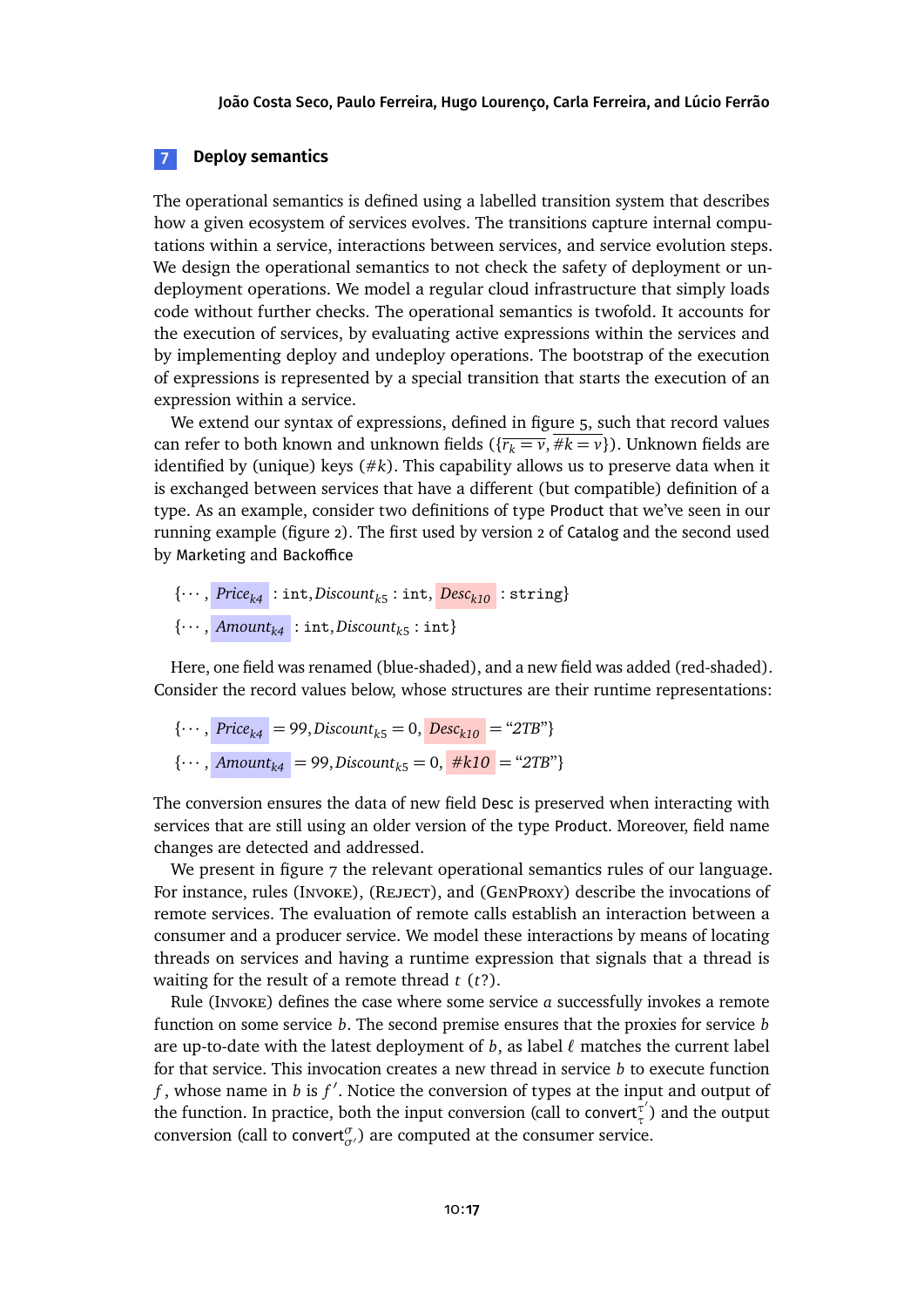## 7 Deploy semantics

The operational semantics is defined using a labelled transition system that describes how a given ecosystem of services evolves. The transitions capture internal computations within a service, interactions between services, and service evolution steps. We design the operational semantics to not check the safety of deployment or undeployment operations. We model a regular cloud infrastructure that simply loads code without further checks. The operational semantics is twofold. It accounts for the execution of services, by evaluating active expressions within the services and by implementing deploy and undeploy operations. The bootstrap of the execution of expressions is represented by a special transition that starts the execution of an expression within a service.

We extend our syntax of expressions, defined in figure 5, such that record values can refer to both known and unknown fields ($\{\overline{r_k = v}, \overline{\#k = v}\}$). Unknown fields are identified by (unique) keys ($\#k$). This capability allows us to preserve data when it is exchanged between services that have a different (but compatible) definition of a type. As an example, consider two definitions of type Product that we've seen in our running example (figure 2). The first used by version 2 of Catalog and the second used by Marketing and Backoffice

$$\{\cdots, \mathit{Price}_{k4} : \texttt{int}, \mathit{Discount}_{k5} : \texttt{int}, \mathit{Desc}_{k10} : \texttt{string}\}$$
$$\{\cdots, \mathit{Amount}_{k4} : \texttt{int}, \mathit{Discount}_{k5} : \texttt{int}\}$$

Here, one field was renamed (blue-shaded), and a new field was added (red-shaded). Consider the record values below, whose structures are their runtime representations:

$$\{\cdots, \mathit{Price}_{k4} = 99, \mathit{Discount}_{k5} = 0, \mathit{Desc}_{k10} = \text{“}\mathit{2TB}\text{”}\}$$
$$\{\cdots, \mathit{Amount}_{k4} = 99, \mathit{Discount}_{k5} = 0, \#k10 = \text{“}\mathit{2TB}\text{”}\}$$

The conversion ensures the data of new field Desc is preserved when interacting with services that are still using an older version of the type Product. Moreover, field name changes are detected and addressed.

We present in figure 7 the relevant operational semantics rules of our language. For instance, rules (Invoke), (Reject), and (GenProxy) describe the invocations of remote services. The evaluation of remote calls establish an interaction between a consumer and a producer service. We model these interactions by means of locating threads on services and having a runtime expression that signals that a thread is waiting for the result of a remote thread $t$ ($t?$).

Rule (Invoke) defines the case where some service $a$ successfully invokes a remote function on some service $b$. The second premise ensures that the proxies for service $b$ are up-to-date with the latest deployment of $b$, as label $\ell$ matches the current label for that service. This invocation creates a new thread in service $b$ to execute function $f$, whose name in $b$ is $f'$. Notice the conversion of types at the input and output of the function. In practice, both the input conversion (call to $\mathsf{convert}_{\tau}^{\tau'}$) and the output conversion (call to $\mathsf{convert}_{\sigma'}^{\sigma}$) are computed at the consumer service.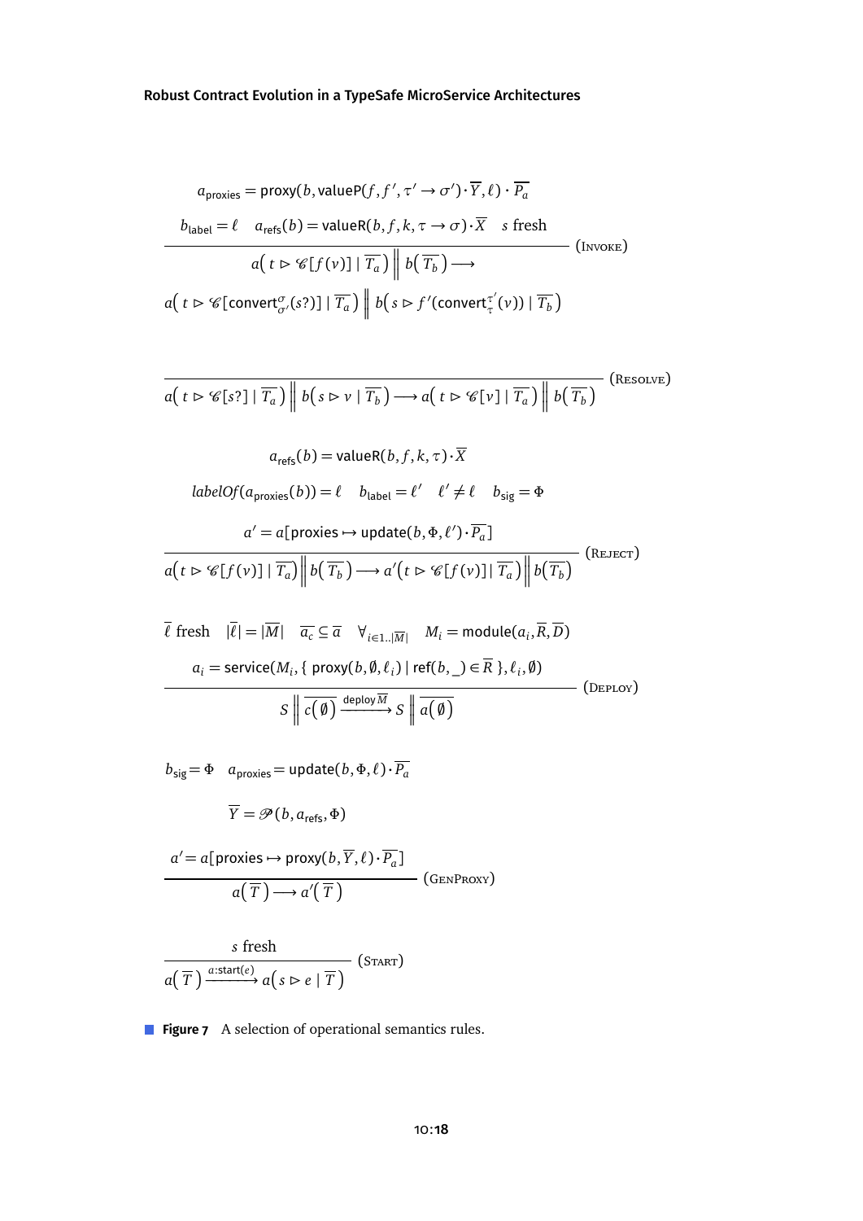$$
\frac{
\begin{array}{c}
a_{\mathsf{proxies}} = \mathsf{proxy}(b, \mathsf{valueP}(f, f', \tau' \to \sigma') \cdot \overline{Y}, \ell) \cdot \overline{P_a} \\
b_{\mathsf{label}} = \ell \quad a_{\mathsf{refs}}(b) = \mathsf{valueR}(b, f, k, \tau \to \sigma) \cdot \overline{X} \quad s \text{ fresh}
\end{array}
}{
\begin{array}{c}
a\big(\, t \rhd \mathscr{C}[f(v)] \mid \overline{T_a} \,\big) \,\big\|\, b\big(\, \overline{T_b} \,\big) \longrightarrow \\
a\big(\, t \rhd \mathscr{C}[\mathsf{convert}^{\sigma}_{\sigma'}(s?)] \mid \overline{T_a} \,\big) \,\big\|\, b\big(\, s \rhd f'(\mathsf{convert}^{\tau'}_{\tau}(v)) \mid \overline{T_b} \,\big)
\end{array}
}\ (\textsc{Invoke})
$$

$$
\frac{}{
a\big(\, t \rhd \mathscr{C}[s?] \mid \overline{T_a} \,\big) \,\big\|\, b\big(\, s \rhd v \mid \overline{T_b} \,\big) \longrightarrow a\big(\, t \rhd \mathscr{C}[v] \mid \overline{T_a} \,\big) \,\big\|\, b\big(\, \overline{T_b} \,\big)
}\ (\textsc{Resolve})
$$

$$
\frac{
\begin{array}{c}
a_{\mathsf{refs}}(b) = \mathsf{valueR}(b, f, k, \tau) \cdot \overline{X} \\
\mathit{labelOf}(a_{\mathsf{proxies}}(b)) = \ell \quad b_{\mathsf{label}} = \ell' \quad \ell' \neq \ell \quad b_{\mathsf{sig}} = \Phi \\
a' = a[\mathsf{proxies} \mapsto \mathsf{update}(b, \Phi, \ell') \cdot \overline{P_a}]
\end{array}
}{
a\big(t \rhd \mathscr{C}[f(v)] \mid \overline{T_a}\big) \,\big\|\, b\big(\, \overline{T_b} \,\big) \longrightarrow a'\big(t \rhd \mathscr{C}[f(v)] \mid \overline{T_a}\,\big) \,\big\|\, b\big(\overline{T_b}\big)
}\ (\textsc{Reject})
$$

$$
\frac{
\begin{array}{c}
\overline{\ell} \text{ fresh} \quad |\overline{\ell}| = |\overline{M}| \quad \overline{a_c} \subseteq \overline{a} \quad \forall_{i \in 1..|\overline{M}|} \quad M_i = \mathsf{module}(a_i, \overline{R}, \overline{D}) \\
a_i = \mathsf{service}(M_i, \{\, \mathsf{proxy}(b, \emptyset, \ell_i) \mid \mathsf{ref}(b, \_) \in \overline{R} \,\}, \ell_i, \emptyset)
\end{array}
}{
S \,\big\|\, \overline{c(\emptyset)} \xrightarrow{\mathsf{deploy}\,\overline{M}} S \,\big\|\, \overline{a(\emptyset)}
}\ (\textsc{Deploy})
$$

$$
\frac{
\begin{array}{c}
b_{\mathsf{sig}} = \Phi \quad a_{\mathsf{proxies}} = \mathsf{update}(b, \Phi, \ell) \cdot \overline{P_a} \\
\overline{Y} = \mathscr{P}(b, a_{\mathsf{refs}}, \Phi) \\
a' = a[\mathsf{proxies} \mapsto \mathsf{proxy}(b, \overline{Y}, \ell) \cdot \overline{P_a}]
\end{array}
}{
a\big(\, \overline{T} \,\big) \longrightarrow a'\big(\, \overline{T} \,\big)
}\ (\textsc{GenProxy})
$$

$$
\frac{s \text{ fresh}}{
a\big(\, \overline{T} \,\big) \xrightarrow{a:\mathsf{start}(e)} a\big(\, s \rhd e \mid \overline{T} \,\big)
}\ (\textsc{Start})
$$

**Figure 7** A selection of operational semantics rules.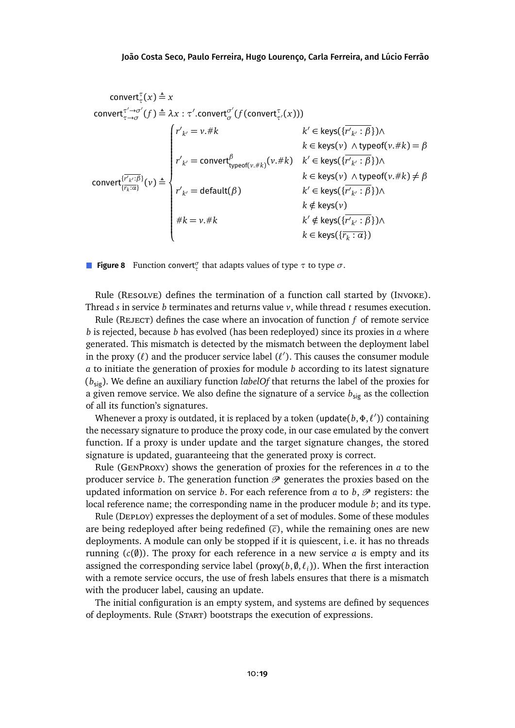$$\mathsf{convert}^{\tau}_{\tau}(x) \triangleq x$$

$$\mathsf{convert}^{\tau' \to \sigma'}_{\tau \to \sigma}(f) \triangleq \lambda x : \tau'.\mathsf{convert}^{\sigma'}_{\sigma}(f(\mathsf{convert}^{\tau}_{\tau'}(x)))$$

$$\mathsf{convert}^{\{\overline{r'_{k'} : \beta}\}}_{\{\overline{r_k : \alpha}\}}(v) \triangleq \begin{cases} r'_{k'} = v.\#k & k' \in \mathsf{keys}(\{\overline{r'_{k'} : \beta}\}) \wedge \\ & k \in \mathsf{keys}(v) \ \wedge \mathsf{typeof}(v.\#k) = \beta \\ r'_{k'} = \mathsf{convert}^{\beta}_{\mathsf{typeof}(v.\#k)}(v.\#k) & k' \in \mathsf{keys}(\{\overline{r'_{k'} : \beta}\}) \wedge \\ & k \in \mathsf{keys}(v) \ \wedge \mathsf{typeof}(v.\#k) \neq \beta \\ r'_{k'} = \mathsf{default}(\beta) & k' \in \mathsf{keys}(\{\overline{r'_{k'} : \beta}\}) \wedge \\ & k \notin \mathsf{keys}(v) \\ \#k = v.\#k & k' \notin \mathsf{keys}(\{\overline{r'_{k'} : \beta}\}) \wedge \\ & k \in \mathsf{keys}(\{\overline{r_k : \alpha}\}) \end{cases}$$

**Figure 8** Function $\mathsf{convert}^{\sigma}_{\tau}$ that adapts values of type $\tau$ to type $\sigma$.

Rule (Resolve) defines the termination of a function call started by (Invoke). Thread $s$ in service $b$ terminates and returns value $v$, while thread $t$ resumes execution.

Rule (Reject) defines the case where an invocation of function $f$ of remote service $b$ is rejected, because $b$ has evolved (has been redeployed) since its proxies in $a$ where generated. This mismatch is detected by the mismatch between the deployment label in the proxy ($\ell$) and the producer service label ($\ell'$). This causes the consumer module $a$ to initiate the generation of proxies for module $b$ according to its latest signature ($b_{\mathsf{sig}}$). We define an auxiliary function *labelOf* that returns the label of the proxies for a given remove service. We also define the signature of a service $b_{\mathsf{sig}}$ as the collection of all its function's signatures.

Whenever a proxy is outdated, it is replaced by a token ($\mathsf{update}(b, \Phi, \ell')$) containing the necessary signature to produce the proxy code, in our case emulated by the convert function. If a proxy is under update and the target signature changes, the stored signature is updated, guaranteeing that the generated proxy is correct.

Rule (GenProxy) shows the generation of proxies for the references in $a$ to the producer service $b$. The generation function $\mathscr{P}$ generates the proxies based on the updated information on service $b$. For each reference from $a$ to $b$, $\mathscr{P}$ registers: the local reference name; the corresponding name in the producer module $b$; and its type.

Rule (Deploy) expresses the deployment of a set of modules. Some of these modules are being redeployed after being redefined ($\overline{c}$), while the remaining ones are new deployments. A module can only be stopped if it is quiescent, i.e. it has no threads running ($c(\emptyset)$). The proxy for each reference in a new service $a$ is empty and its assigned the corresponding service label ($\mathsf{proxy}(b, \emptyset, \ell_i)$). When the first interaction with a remote service occurs, the use of fresh labels ensures that there is a mismatch with the producer label, causing an update.

The initial configuration is an empty system, and systems are defined by sequences of deployments. Rule (Start) bootstraps the execution of expressions.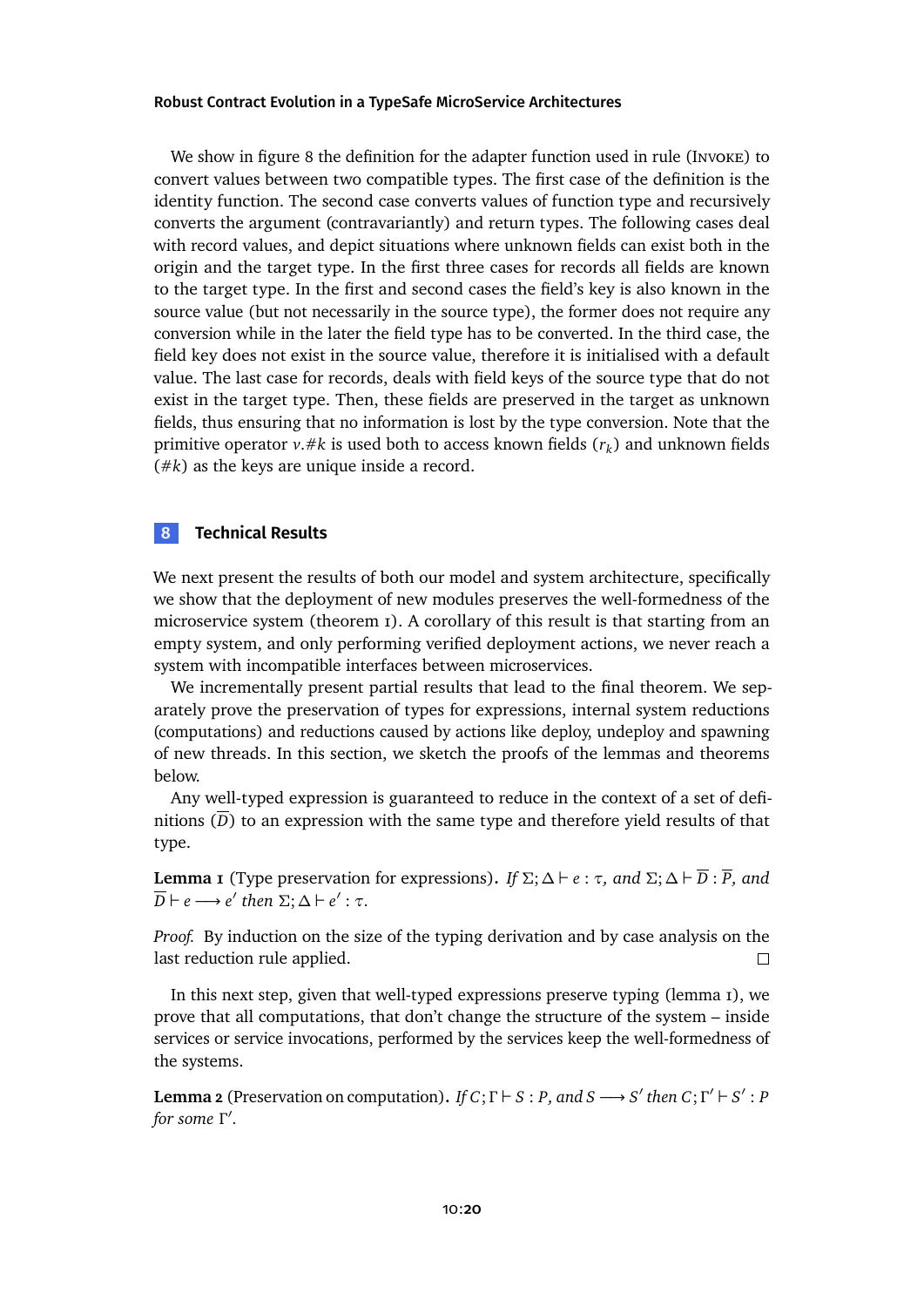We show in figure 8 the definition for the adapter function used in rule (Invoke) to convert values between two compatible types. The first case of the definition is the identity function. The second case converts values of function type and recursively converts the argument (contravariantly) and return types. The following cases deal with record values, and depict situations where unknown fields can exist both in the origin and the target type. In the first three cases for records all fields are known to the target type. In the first and second cases the field's key is also known in the source value (but not necessarily in the source type), the former does not require any conversion while in the later the field type has to be converted. In the third case, the field key does not exist in the source value, therefore it is initialised with a default value. The last case for records, deals with field keys of the source type that do not exist in the target type. Then, these fields are preserved in the target as unknown fields, thus ensuring that no information is lost by the type conversion. Note that the primitive operator $v.\#k$ is used both to access known fields ($r_k$) and unknown fields ($\#k$) as the keys are unique inside a record.

## 8 Technical Results

We next present the results of both our model and system architecture, specifically we show that the deployment of new modules preserves the well-formedness of the microservice system (theorem 1). A corollary of this result is that starting from an empty system, and only performing verified deployment actions, we never reach a system with incompatible interfaces between microservices.

We incrementally present partial results that lead to the final theorem. We separately prove the preservation of types for expressions, internal system reductions (computations) and reductions caused by actions like deploy, undeploy and spawning of new threads. In this section, we sketch the proofs of the lemmas and theorems below.

Any well-typed expression is guaranteed to reduce in the context of a set of definitions ($\overline{D}$) to an expression with the same type and therefore yield results of that type.

**Lemma 1** (Type preservation for expressions)**.** *If* $\Sigma; \Delta \vdash e : \tau$*, and* $\Sigma; \Delta \vdash \overline{D} : \overline{P}$*, and* $\overline{D} \vdash e \longrightarrow e'$ *then* $\Sigma; \Delta \vdash e' : \tau$*.*

*Proof.* By induction on the size of the typing derivation and by case analysis on the last reduction rule applied. □

In this next step, given that well-typed expressions preserve typing (lemma 1), we prove that all computations, that don't change the structure of the system – inside services or service invocations, performed by the services keep the well-formedness of the systems.

**Lemma 2** (Preservation on computation)**.** *If* $C; \Gamma \vdash S : P$*, and* $S \longrightarrow S'$ *then* $C; \Gamma' \vdash S' : P$ *for some* $\Gamma'$*.*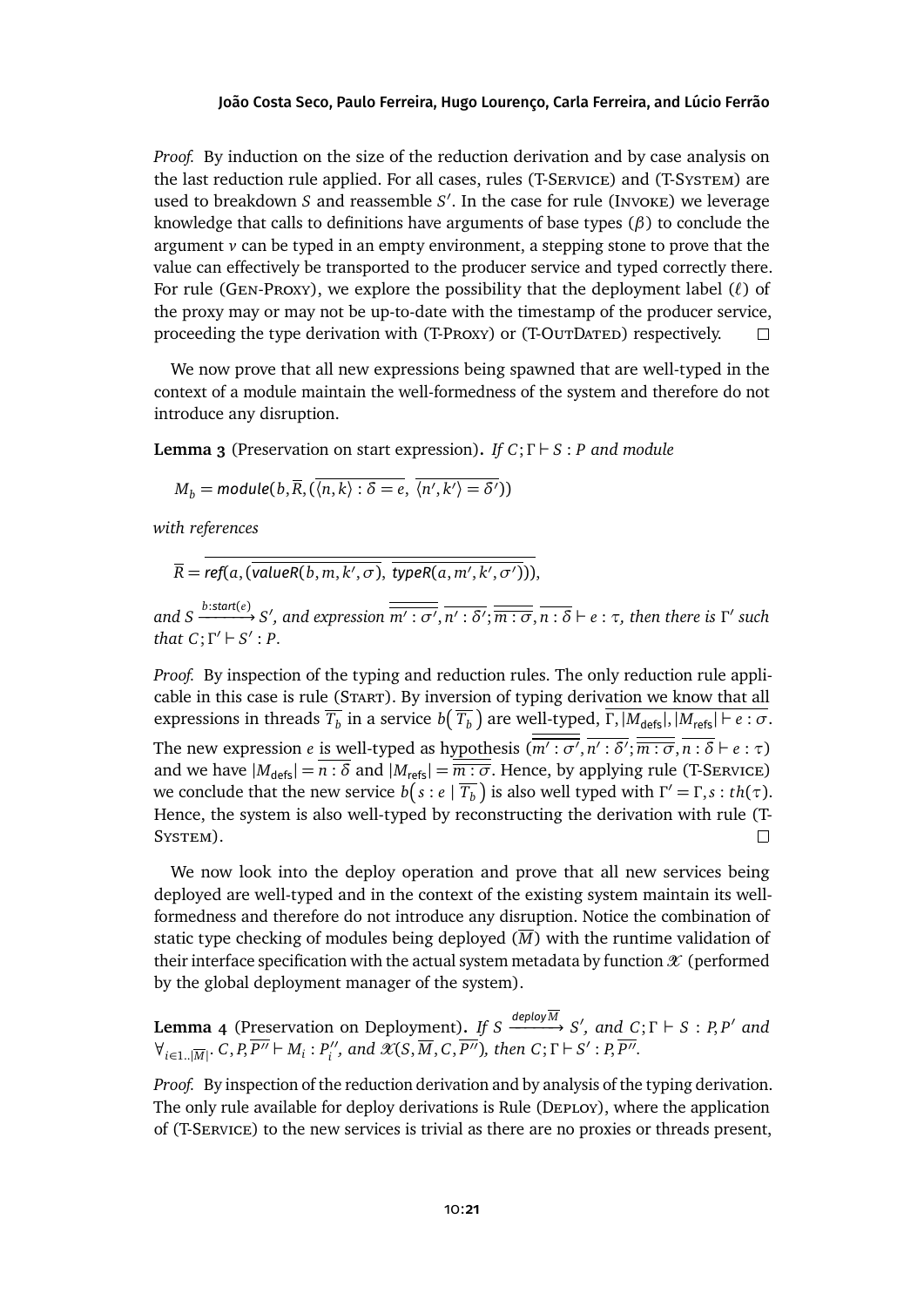*Proof.* By induction on the size of the reduction derivation and by case analysis on the last reduction rule applied. For all cases, rules (T-Service) and (T-System) are used to breakdown $S$ and reassemble $S'$. In the case for rule (Invoke) we leverage knowledge that calls to definitions have arguments of base types ($\beta$) to conclude the argument $v$ can be typed in an empty environment, a stepping stone to prove that the value can effectively be transported to the producer service and typed correctly there. For rule (Gen-Proxy), we explore the possibility that the deployment label ($\ell$) of the proxy may or may not be up-to-date with the timestamp of the producer service, proceeding the type derivation with (T-Proxy) or (T-OutDated) respectively. ◻

We now prove that all new expressions being spawned that are well-typed in the context of a module maintain the well-formedness of the system and therefore do not introduce any disruption.

**Lemma 3** (Preservation on start expression)**.** *If $C;\Gamma \vdash S : P$ and module*

$$M_b = \mathit{module}(b, \overline{R}, (\overline{\langle n,k\rangle : \delta = e}, \ \overline{\langle n',k'\rangle = \delta'}))$$

*with references*

$$\overline{R} = \overline{\mathit{ref}(a, (\overline{\mathit{valueR}(b,m,k',\sigma)}, \ \overline{\mathit{typeR}(a,m',k',\sigma')}))},$$

*and $S \xrightarrow{b:\mathit{start}(e)} S'$, and expression $\overline{\overline{m' : \sigma'}}, \overline{n' : \delta'}; \overline{\overline{m : \sigma}}, \overline{n : \delta} \vdash e : \tau$, then there is $\Gamma'$ such that $C;\Gamma' \vdash S' : P$.*

*Proof.* By inspection of the typing and reduction rules. The only reduction rule applicable in this case is rule (Start). By inversion of typing derivation we know that all expressions in threads $\overline{T_b}$ in a service $b\big(\overline{T_b}\big)$ are well-typed, $\overline{\Gamma, |M_{\mathsf{defs}}|, |M_{\mathsf{refs}}| \vdash e : \sigma}$. The new expression $e$ is well-typed as hypothesis $(\overline{\overline{m' : \sigma'}}, \overline{n' : \delta'}; \overline{\overline{m : \sigma}}, \overline{n : \delta} \vdash e : \tau)$ and we have $|M_{\mathsf{defs}}| = \overline{n : \delta}$ and $|M_{\mathsf{refs}}| = \overline{\overline{m : \sigma}}$. Hence, by applying rule (T-Service) we conclude that the new service $b\big(s : e \mid \overline{T_b}\big)$ is also well typed with $\Gamma' = \Gamma, s : th(\tau)$. Hence, the system is also well-typed by reconstructing the derivation with rule (T-System). ◻

We now look into the deploy operation and prove that all new services being deployed are well-typed and in the context of the existing system maintain its well-formedness and therefore do not introduce any disruption. Notice the combination of static type checking of modules being deployed ($\overline{M}$) with the runtime validation of their interface specification with the actual system metadata by function $\mathscr{X}$ (performed by the global deployment manager of the system).

**Lemma 4** (Preservation on Deployment)**.** *If $S \xrightarrow{\mathit{deploy}\,\overline{M}} S'$, and $C;\Gamma \vdash S : P, P'$ and $\forall_{i \in 1..|\overline{M}|}.\ C, P, \overline{P''} \vdash M_i : P''_i$, and $\mathscr{X}(S, \overline{M}, C, \overline{P''})$, then $C;\Gamma \vdash S' : P, \overline{P''}$.*

*Proof.* By inspection of the reduction derivation and by analysis of the typing derivation. The only rule available for deploy derivations is Rule (Deploy), where the application of (T-Service) to the new services is trivial as there are no proxies or threads present,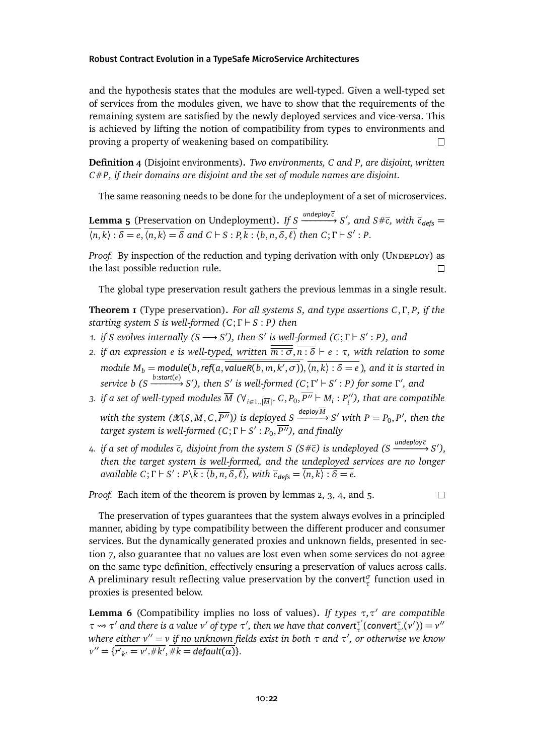and the hypothesis states that the modules are well-typed. Given a well-typed set of services from the modules given, we have to show that the requirements of the remaining system are satisfied by the newly deployed services and vice-versa. This is achieved by lifting the notion of compatibility from types to environments and proving a property of weakening based on compatibility. □

**Definition 4** (Disjoint environments). *Two environments, C and P, are disjoint, written $C\#P$, if their domains are disjoint and the set of module names are disjoint.*

The same reasoning needs to be done for the undeployment of a set of microservices.

**Lemma 5** (Preservation on Undeployment). *If $S \xrightarrow{undeploy\,\overline{c}} S'$, and $S\#\overline{c}$, with $\overline{c}_{defs} = \overline{\langle n,k\rangle : \delta = e}, \overline{\langle n,k\rangle = \delta}$ and $C \vdash S : P, \overline{k : \langle b, n, \delta, \ell\rangle}$ then $C;\Gamma \vdash S' : P$.*

*Proof.* By inspection of the reduction and typing derivation with only (Undeploy) as the last possible reduction rule. □

The global type preservation result gathers the previous lemmas in a single result.

**Theorem 1** (Type preservation). *For all systems S, and type assertions $C, \Gamma, P$, if the starting system S is well-formed ($C;\Gamma \vdash S : P$) then*

1. *if S evolves internally ($S \longrightarrow S'$), then $S'$ is well-formed ($C;\Gamma \vdash S' : P$), and*
2. *if an expression e is well-typed, written $\overline{m : \sigma}, \overline{n : \delta} \vdash e : \tau$, with relation to some module $M_b = \mathsf{module}(b, \mathsf{ref}(a, \overline{\mathsf{valueR}(b, m, k', \sigma)}), \overline{\langle n,k\rangle : \delta = e})$, and it is started in service b ($S \xrightarrow{b:start(e)} S'$), then $S'$ is well-formed ($C;\Gamma' \vdash S' : P$) for some $\Gamma'$, and*
3. *if a set of well-typed modules $\overline{M}$ ($\forall_{i\in 1..|\overline{M}|}.\ C, P_0, \overline{P''} \vdash M_i : P''_i$), that are compatible with the system ($\mathscr{X}(S, \overline{M}, C, \overline{P''})$) is deployed $S \xrightarrow{deploy\,\overline{M}} S'$ with $P = P_0, P'$, then the target system is well-formed ($C;\Gamma \vdash S' : P_0, \overline{P''}$), and finally*
4. *if a set of modules $\overline{c}$, disjoint from the system S ($S\#\overline{c}$) is undeployed ($S \xrightarrow{undeploy\,\overline{c}} S'$), then the target system is well-formed, and the undeployed services are no longer available $C;\Gamma \vdash S' : P \backslash \overline{k : \langle b, n, \delta, \ell\rangle}$, with $\overline{c}_{defs} = \overline{\langle n,k\rangle : \delta = e}$.*

*Proof.* Each item of the theorem is proven by lemmas 2, 3, 4, and 5. □

The preservation of types guarantees that the system always evolves in a principled manner, abiding by type compatibility between the different producer and consumer services. But the dynamically generated proxies and unknown fields, presented in section 7, also guarantee that no values are lost even when some services do not agree on the same type definition, effectively ensuring a preservation of values across calls. A preliminary result reflecting value preservation by the $\mathsf{convert}^{\sigma}_{\tau}$ function used in proxies is presented below.

**Lemma 6** (Compatibility implies no loss of values). *If types $\tau, \tau'$ are compatible $\tau \rightsquigarrow \tau'$ and there is a value $v'$ of type $\tau'$, then we have that $\mathsf{convert}^{\tau'}_{\tau}(\mathsf{convert}^{\tau}_{\tau'}(v')) = v''$ where either $v'' = v$ if no unknown fields exist in both $\tau$ and $\tau'$, or otherwise we know $v'' = \{\overline{r'_{k'} = v'.\#k'}, \overline{\#k = \mathsf{default}(\alpha)}\}$.*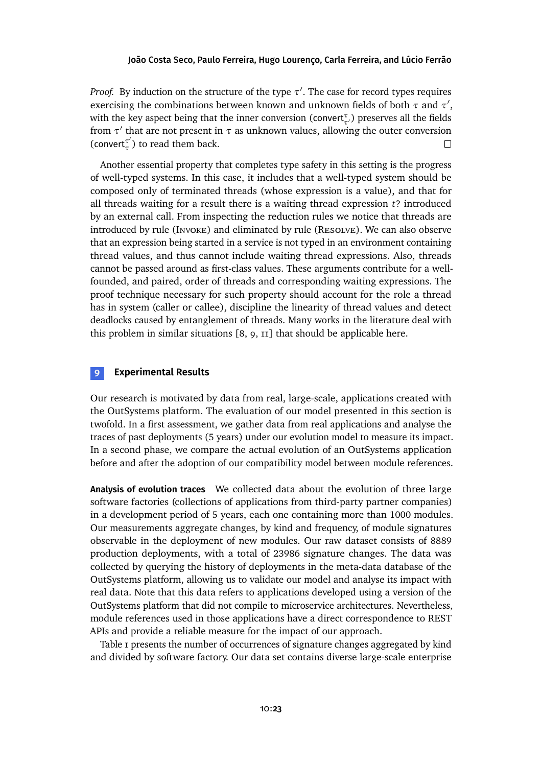*Proof.* By induction on the structure of the type $\tau'$. The case for record types requires exercising the combinations between known and unknown fields of both $\tau$ and $\tau'$, with the key aspect being that the inner conversion ($\mathsf{convert}^{\tau}_{\tau'}$) preserves all the fields from $\tau'$ that are not present in $\tau$ as unknown values, allowing the outer conversion ($\mathsf{convert}^{\tau'}_{\tau}$) to read them back. □

Another essential property that completes type safety in this setting is the progress of well-typed systems. In this case, it includes that a well-typed system should be composed only of terminated threads (whose expression is a value), and that for all threads waiting for a result there is a waiting thread expression $t?$ introduced by an external call. From inspecting the reduction rules we notice that threads are introduced by rule (Invoke) and eliminated by rule (Resolve). We can also observe that an expression being started in a service is not typed in an environment containing thread values, and thus cannot include waiting thread expressions. Also, threads cannot be passed around as first-class values. These arguments contribute for a well-founded, and paired, order of threads and corresponding waiting expressions. The proof technique necessary for such property should account for the role a thread has in system (caller or callee), discipline the linearity of thread values and detect deadlocks caused by entanglement of threads. Many works in the literature deal with this problem in similar situations [8, 9, 11] that should be applicable here.

## 9 Experimental Results

Our research is motivated by data from real, large-scale, applications created with the OutSystems platform. The evaluation of our model presented in this section is twofold. In a first assessment, we gather data from real applications and analyse the traces of past deployments (5 years) under our evolution model to measure its impact. In a second phase, we compare the actual evolution of an OutSystems application before and after the adoption of our compatibility model between module references.

**Analysis of evolution traces** We collected data about the evolution of three large software factories (collections of applications from third-party partner companies) in a development period of 5 years, each one containing more than 1000 modules. Our measurements aggregate changes, by kind and frequency, of module signatures observable in the deployment of new modules. Our raw dataset consists of 8889 production deployments, with a total of 23986 signature changes. The data was collected by querying the history of deployments in the meta-data database of the OutSystems platform, allowing us to validate our model and analyse its impact with real data. Note that this data refers to applications developed using a version of the OutSystems platform that did not compile to microservice architectures. Nevertheless, module references used in those applications have a direct correspondence to REST APIs and provide a reliable measure for the impact of our approach.

Table 1 presents the number of occurrences of signature changes aggregated by kind and divided by software factory. Our data set contains diverse large-scale enterprise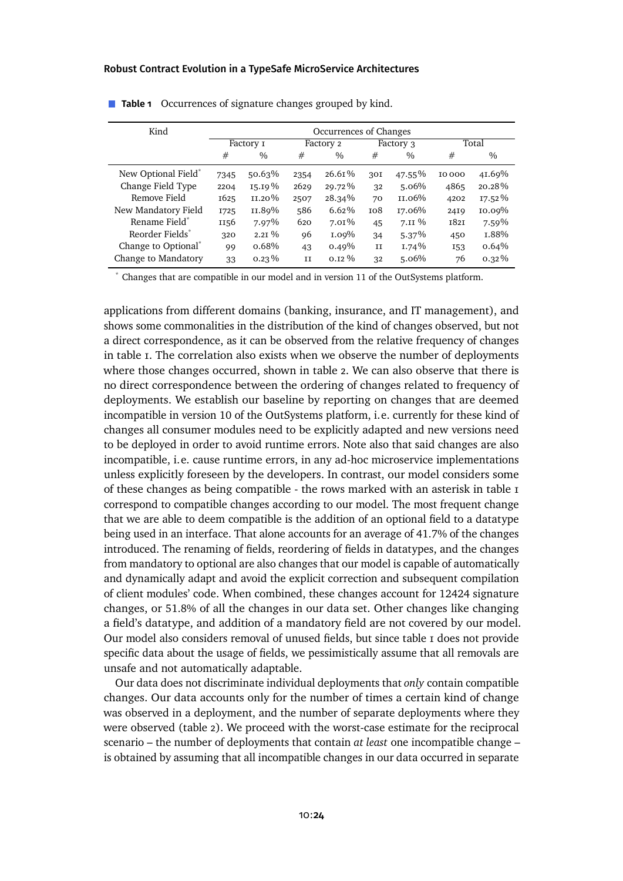**Table 1** Occurrences of signature changes grouped by kind.

| Kind | Occurrences of Changes | | | | | | | |
|---|---|---|---|---|---|---|---|---|
| | Factory 1 | | Factory 2 | | Factory 3 | | Total | |
| | # | % | # | % | # | % | # | % |
| New Optional Field* | 7345 | 50.63% | 2354 | 26.61% | 301 | 47.55% | 10 000 | 41.69% |
| Change Field Type | 2204 | 15.19% | 2629 | 29.72% | 32 | 5.06% | 4865 | 20.28% |
| Remove Field | 1625 | 11.20% | 2507 | 28.34% | 70 | 11.06% | 4202 | 17.52% |
| New Mandatory Field | 1725 | 11.89% | 586 | 6.62% | 108 | 17.06% | 2419 | 10.09% |
| Rename Field* | 1156 | 7.97% | 620 | 7.01% | 45 | 7.11% | 1821 | 7.59% |
| Reorder Fields* | 320 | 2.21% | 96 | 1.09% | 34 | 5.37% | 450 | 1.88% |
| Change to Optional* | 99 | 0.68% | 43 | 0.49% | 11 | 1.74% | 153 | 0.64% |
| Change to Mandatory | 33 | 0.23% | 11 | 0.12% | 32 | 5.06% | 76 | 0.32% |

\* Changes that are compatible in our model and in version 11 of the OutSystems platform.

applications from different domains (banking, insurance, and IT management), and shows some commonalities in the distribution of the kind of changes observed, but not a direct correspondence, as it can be observed from the relative frequency of changes in table 1. The correlation also exists when we observe the number of deployments where those changes occurred, shown in table 2. We can also observe that there is no direct correspondence between the ordering of changes related to frequency of deployments. We establish our baseline by reporting on changes that are deemed incompatible in version 10 of the OutSystems platform, i.e. currently for these kind of changes all consumer modules need to be explicitly adapted and new versions need to be deployed in order to avoid runtime errors. Note also that said changes are also incompatible, i.e. cause runtime errors, in any ad-hoc microservice implementations unless explicitly foreseen by the developers. In contrast, our model considers some of these changes as being compatible - the rows marked with an asterisk in table 1 correspond to compatible changes according to our model. The most frequent change that we are able to deem compatible is the addition of an optional field to a datatype being used in an interface. That alone accounts for an average of 41.7% of the changes introduced. The renaming of fields, reordering of fields in datatypes, and the changes from mandatory to optional are also changes that our model is capable of automatically and dynamically adapt and avoid the explicit correction and subsequent compilation of client modules' code. When combined, these changes account for 12424 signature changes, or 51.8% of all the changes in our data set. Other changes like changing a field's datatype, and addition of a mandatory field are not covered by our model. Our model also considers removal of unused fields, but since table 1 does not provide specific data about the usage of fields, we pessimistically assume that all removals are unsafe and not automatically adaptable.

Our data does not discriminate individual deployments that *only* contain compatible changes. Our data accounts only for the number of times a certain kind of change was observed in a deployment, and the number of separate deployments where they were observed (table 2). We proceed with the worst-case estimate for the reciprocal scenario – the number of deployments that contain *at least* one incompatible change – is obtained by assuming that all incompatible changes in our data occurred in separate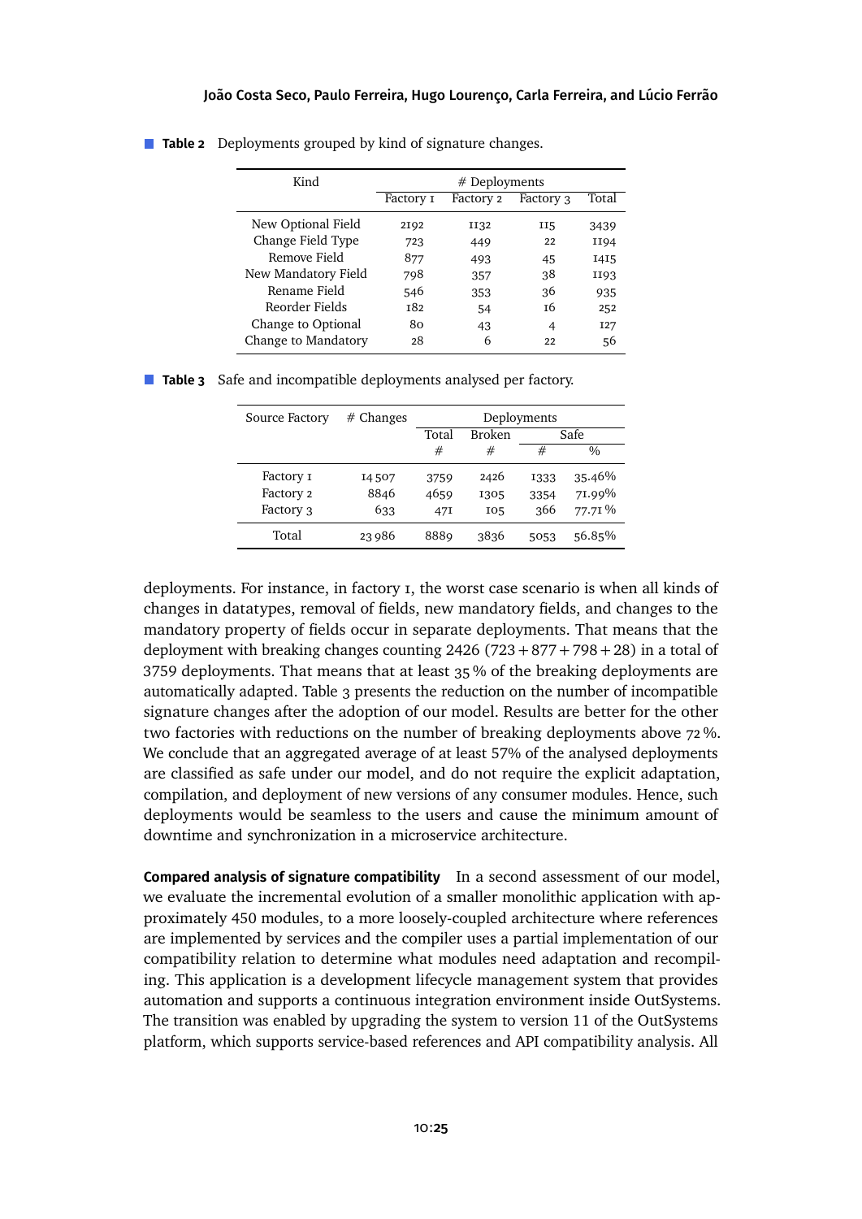**Table 2** Deployments grouped by kind of signature changes.

| Kind | # Deployments | | | |
|---|---|---|---|---|
| | Factory 1 | Factory 2 | Factory 3 | Total |
| New Optional Field | 2192 | 1132 | 115 | 3439 |
| Change Field Type | 723 | 449 | 22 | 1194 |
| Remove Field | 877 | 493 | 45 | 1415 |
| New Mandatory Field | 798 | 357 | 38 | 1193 |
| Rename Field | 546 | 353 | 36 | 935 |
| Reorder Fields | 182 | 54 | 16 | 252 |
| Change to Optional | 80 | 43 | 4 | 127 |
| Change to Mandatory | 28 | 6 | 22 | 56 |

**Table 3** Safe and incompatible deployments analysed per factory.

| Source Factory | # Changes | Deployments | | | |
|---|---|---|---|---|---|
| | | Total | Broken | Safe | |
| | | # | # | # | % |
| Factory 1 | 14 507 | 3759 | 2426 | 1333 | 35.46% |
| Factory 2 | 8846 | 4659 | 1305 | 3354 | 71.99% |
| Factory 3 | 633 | 471 | 105 | 366 | 77.71 % |
| Total | 23 986 | 8889 | 3836 | 5053 | 56.85% |

deployments. For instance, in factory 1, the worst case scenario is when all kinds of changes in datatypes, removal of fields, new mandatory fields, and changes to the mandatory property of fields occur in separate deployments. That means that the deployment with breaking changes counting 2426 ($723 + 877 + 798 + 28$) in a total of 3759 deployments. That means that at least 35 % of the breaking deployments are automatically adapted. Table 3 presents the reduction on the number of incompatible signature changes after the adoption of our model. Results are better for the other two factories with reductions on the number of breaking deployments above 72 %. We conclude that an aggregated average of at least 57% of the analysed deployments are classified as safe under our model, and do not require the explicit adaptation, compilation, and deployment of new versions of any consumer modules. Hence, such deployments would be seamless to the users and cause the minimum amount of downtime and synchronization in a microservice architecture.

**Compared analysis of signature compatibility** In a second assessment of our model, we evaluate the incremental evolution of a smaller monolithic application with approximately 450 modules, to a more loosely-coupled architecture where references are implemented by services and the compiler uses a partial implementation of our compatibility relation to determine what modules need adaptation and recompiling. This application is a development lifecycle management system that provides automation and supports a continuous integration environment inside OutSystems. The transition was enabled by upgrading the system to version 11 of the OutSystems platform, which supports service-based references and API compatibility analysis. All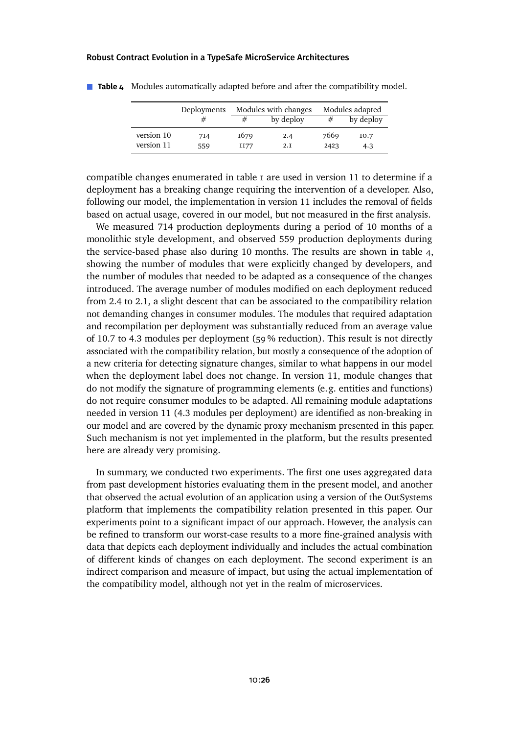**Table 4** Modules automatically adapted before and after the compatibility model.

| | Deployments | Modules with changes | | Modules adapted | |
|---|---|---|---|---|---|
| | # | # | by deploy | # | by deploy |
| version 10 | 714 | 1679 | 2.4 | 7669 | 10.7 |
| version 11 | 559 | 1177 | 2.1 | 2423 | 4.3 |

compatible changes enumerated in table 1 are used in version 11 to determine if a deployment has a breaking change requiring the intervention of a developer. Also, following our model, the implementation in version 11 includes the removal of fields based on actual usage, covered in our model, but not measured in the first analysis.

We measured 714 production deployments during a period of 10 months of a monolithic style development, and observed 559 production deployments during the service-based phase also during 10 months. The results are shown in table 4, showing the number of modules that were explicitly changed by developers, and the number of modules that needed to be adapted as a consequence of the changes introduced. The average number of modules modified on each deployment reduced from 2.4 to 2.1, a slight descent that can be associated to the compatibility relation not demanding changes in consumer modules. The modules that required adaptation and recompilation per deployment was substantially reduced from an average value of 10.7 to 4.3 modules per deployment (59 % reduction). This result is not directly associated with the compatibility relation, but mostly a consequence of the adoption of a new criteria for detecting signature changes, similar to what happens in our model when the deployment label does not change. In version 11, module changes that do not modify the signature of programming elements (e.g. entities and functions) do not require consumer modules to be adapted. All remaining module adaptations needed in version 11 (4.3 modules per deployment) are identified as non-breaking in our model and are covered by the dynamic proxy mechanism presented in this paper. Such mechanism is not yet implemented in the platform, but the results presented here are already very promising.

In summary, we conducted two experiments. The first one uses aggregated data from past development histories evaluating them in the present model, and another that observed the actual evolution of an application using a version of the OutSystems platform that implements the compatibility relation presented in this paper. Our experiments point to a significant impact of our approach. However, the analysis can be refined to transform our worst-case results to a more fine-grained analysis with data that depicts each deployment individually and includes the actual combination of different kinds of changes on each deployment. The second experiment is an indirect comparison and measure of impact, but using the actual implementation of the compatibility model, although not yet in the realm of microservices.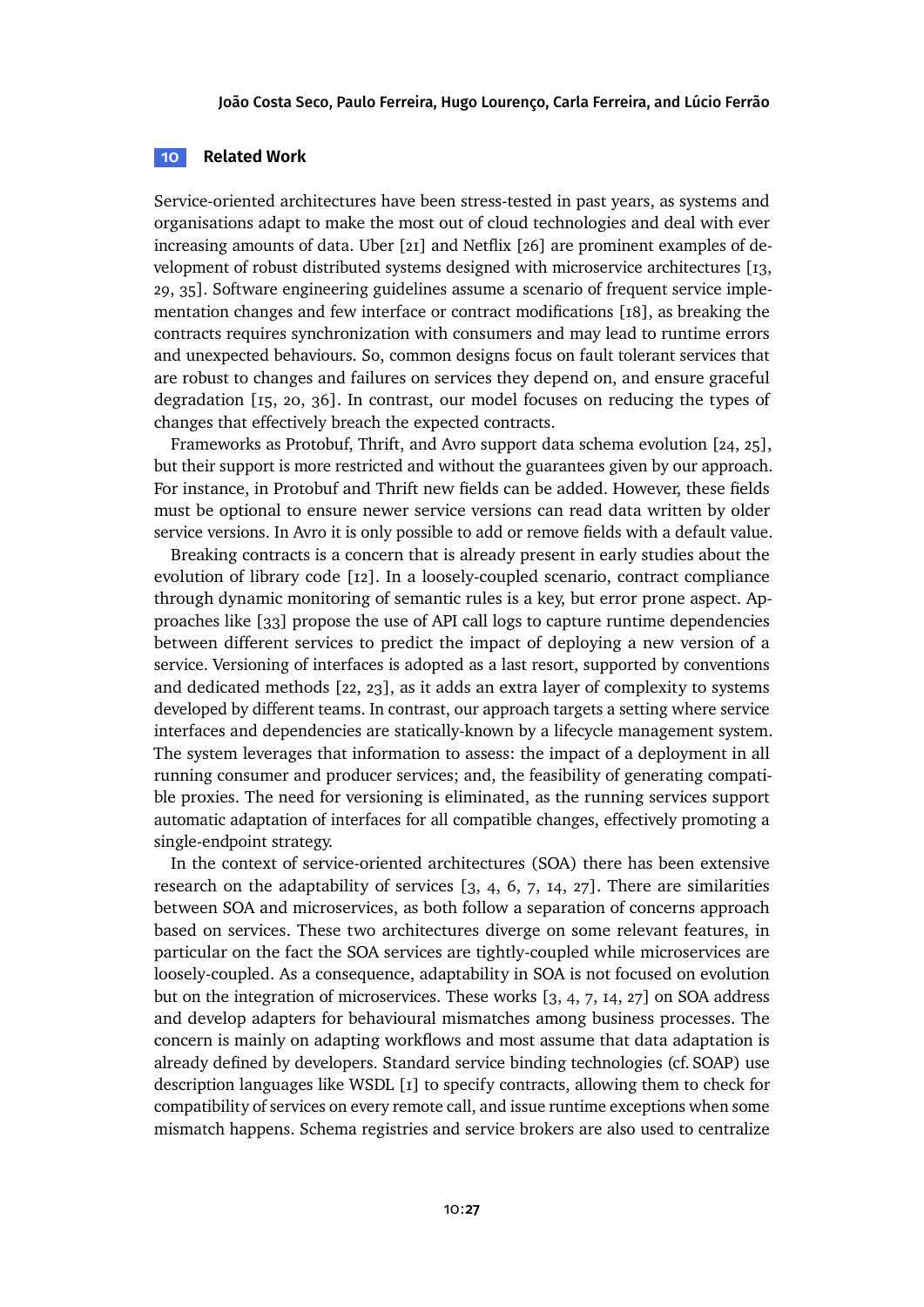## 10 Related Work

Service-oriented architectures have been stress-tested in past years, as systems and organisations adapt to make the most out of cloud technologies and deal with ever increasing amounts of data. Uber [21] and Netflix [26] are prominent examples of development of robust distributed systems designed with microservice architectures [13, 29, 35]. Software engineering guidelines assume a scenario of frequent service implementation changes and few interface or contract modifications [18], as breaking the contracts requires synchronization with consumers and may lead to runtime errors and unexpected behaviours. So, common designs focus on fault tolerant services that are robust to changes and failures on services they depend on, and ensure graceful degradation [15, 20, 36]. In contrast, our model focuses on reducing the types of changes that effectively breach the expected contracts.

Frameworks as Protobuf, Thrift, and Avro support data schema evolution [24, 25], but their support is more restricted and without the guarantees given by our approach. For instance, in Protobuf and Thrift new fields can be added. However, these fields must be optional to ensure newer service versions can read data written by older service versions. In Avro it is only possible to add or remove fields with a default value.

Breaking contracts is a concern that is already present in early studies about the evolution of library code [12]. In a loosely-coupled scenario, contract compliance through dynamic monitoring of semantic rules is a key, but error prone aspect. Approaches like [33] propose the use of API call logs to capture runtime dependencies between different services to predict the impact of deploying a new version of a service. Versioning of interfaces is adopted as a last resort, supported by conventions and dedicated methods [22, 23], as it adds an extra layer of complexity to systems developed by different teams. In contrast, our approach targets a setting where service interfaces and dependencies are statically-known by a lifecycle management system. The system leverages that information to assess: the impact of a deployment in all running consumer and producer services; and, the feasibility of generating compatible proxies. The need for versioning is eliminated, as the running services support automatic adaptation of interfaces for all compatible changes, effectively promoting a single-endpoint strategy.

In the context of service-oriented architectures (SOA) there has been extensive research on the adaptability of services [3, 4, 6, 7, 14, 27]. There are similarities between SOA and microservices, as both follow a separation of concerns approach based on services. These two architectures diverge on some relevant features, in particular on the fact the SOA services are tightly-coupled while microservices are loosely-coupled. As a consequence, adaptability in SOA is not focused on evolution but on the integration of microservices. These works [3, 4, 7, 14, 27] on SOA address and develop adapters for behavioural mismatches among business processes. The concern is mainly on adapting workflows and most assume that data adaptation is already defined by developers. Standard service binding technologies (cf. SOAP) use description languages like WSDL [1] to specify contracts, allowing them to check for compatibility of services on every remote call, and issue runtime exceptions when some mismatch happens. Schema registries and service brokers are also used to centralize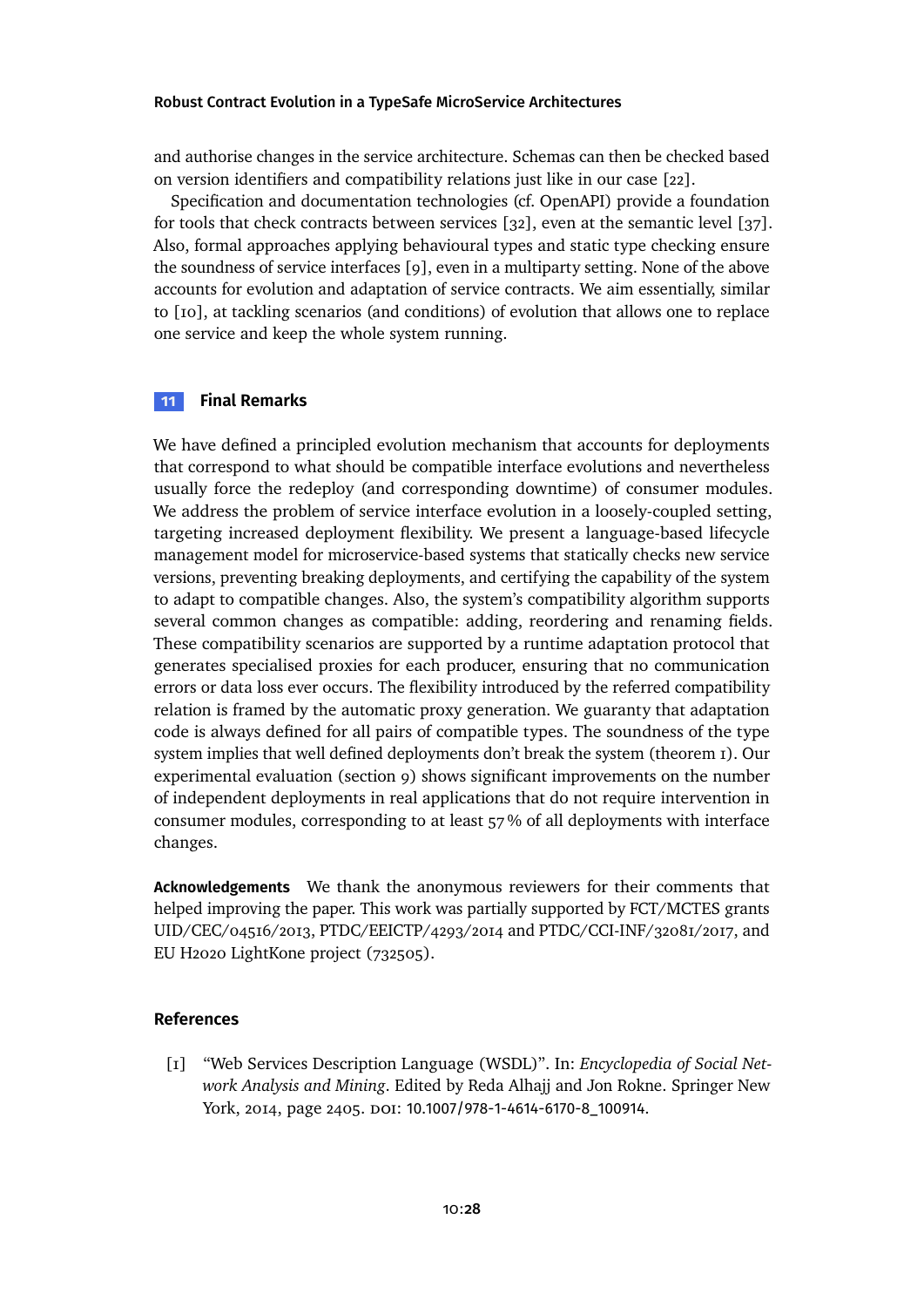and authorise changes in the service architecture. Schemas can then be checked based on version identifiers and compatibility relations just like in our case [22].

Specification and documentation technologies (cf. OpenAPI) provide a foundation for tools that check contracts between services [32], even at the semantic level [37]. Also, formal approaches applying behavioural types and static type checking ensure the soundness of service interfaces [9], even in a multiparty setting. None of the above accounts for evolution and adaptation of service contracts. We aim essentially, similar to [10], at tackling scenarios (and conditions) of evolution that allows one to replace one service and keep the whole system running.

## 11 Final Remarks

We have defined a principled evolution mechanism that accounts for deployments that correspond to what should be compatible interface evolutions and nevertheless usually force the redeploy (and corresponding downtime) of consumer modules. We address the problem of service interface evolution in a loosely-coupled setting, targeting increased deployment flexibility. We present a language-based lifecycle management model for microservice-based systems that statically checks new service versions, preventing breaking deployments, and certifying the capability of the system to adapt to compatible changes. Also, the system's compatibility algorithm supports several common changes as compatible: adding, reordering and renaming fields. These compatibility scenarios are supported by a runtime adaptation protocol that generates specialised proxies for each producer, ensuring that no communication errors or data loss ever occurs. The flexibility introduced by the referred compatibility relation is framed by the automatic proxy generation. We guaranty that adaptation code is always defined for all pairs of compatible types. The soundness of the type system implies that well defined deployments don't break the system (theorem 1). Our experimental evaluation (section 9) shows significant improvements on the number of independent deployments in real applications that do not require intervention in consumer modules, corresponding to at least 57 % of all deployments with interface changes.

**Acknowledgements** We thank the anonymous reviewers for their comments that helped improving the paper. This work was partially supported by FCT/MCTES grants UID/CEC/04516/2013, PTDC/EEICTP/4293/2014 and PTDC/CCI-INF/32081/2017, and EU H2020 LightKone project (732505).

## References

[1] "Web Services Description Language (WSDL)". In: *Encyclopedia of Social Network Analysis and Mining*. Edited by Reda Alhajj and Jon Rokne. Springer New York, 2014, page 2405. DOI: 10.1007/978-1-4614-6170-8_100914.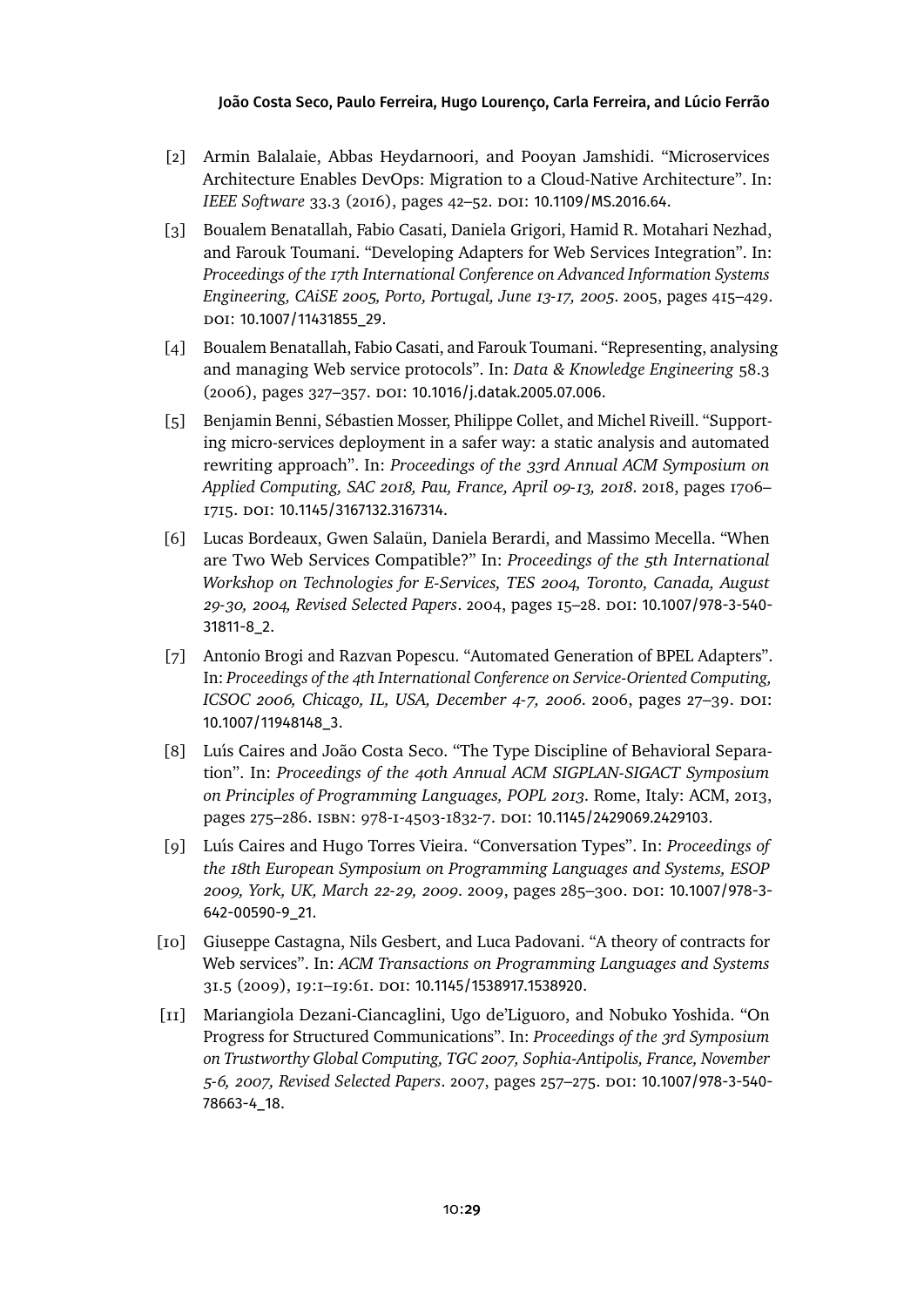[2] Armin Balalaie, Abbas Heydarnoori, and Pooyan Jamshidi. "Microservices Architecture Enables DevOps: Migration to a Cloud-Native Architecture". In: *IEEE Software* 33.3 (2016), pages 42–52. DOI: 10.1109/MS.2016.64.

[3] Boualem Benatallah, Fabio Casati, Daniela Grigori, Hamid R. Motahari Nezhad, and Farouk Toumani. "Developing Adapters for Web Services Integration". In: *Proceedings of the 17th International Conference on Advanced Information Systems Engineering, CAiSE 2005, Porto, Portugal, June 13-17, 2005*. 2005, pages 415–429. DOI: 10.1007/11431855_29.

[4] Boualem Benatallah, Fabio Casati, and Farouk Toumani. "Representing, analysing and managing Web service protocols". In: *Data & Knowledge Engineering* 58.3 (2006), pages 327–357. DOI: 10.1016/j.datak.2005.07.006.

[5] Benjamin Benni, Sébastien Mosser, Philippe Collet, and Michel Riveill. "Supporting micro-services deployment in a safer way: a static analysis and automated rewriting approach". In: *Proceedings of the 33rd Annual ACM Symposium on Applied Computing, SAC 2018, Pau, France, April 09-13, 2018*. 2018, pages 1706–1715. DOI: 10.1145/3167132.3167314.

[6] Lucas Bordeaux, Gwen Salaün, Daniela Berardi, and Massimo Mecella. "When are Two Web Services Compatible?" In: *Proceedings of the 5th International Workshop on Technologies for E-Services, TES 2004, Toronto, Canada, August 29-30, 2004, Revised Selected Papers*. 2004, pages 15–28. DOI: 10.1007/978-3-540-31811-8_2.

[7] Antonio Brogi and Razvan Popescu. "Automated Generation of BPEL Adapters". In: *Proceedings of the 4th International Conference on Service-Oriented Computing, ICSOC 2006, Chicago, IL, USA, December 4-7, 2006*. 2006, pages 27–39. DOI: 10.1007/11948148_3.

[8] Luís Caires and João Costa Seco. "The Type Discipline of Behavioral Separation". In: *Proceedings of the 40th Annual ACM SIGPLAN-SIGACT Symposium on Principles of Programming Languages, POPL 2013*. Rome, Italy: ACM, 2013, pages 275–286. ISBN: 978-1-4503-1832-7. DOI: 10.1145/2429069.2429103.

[9] Luís Caires and Hugo Torres Vieira. "Conversation Types". In: *Proceedings of the 18th European Symposium on Programming Languages and Systems, ESOP 2009, York, UK, March 22-29, 2009*. 2009, pages 285–300. DOI: 10.1007/978-3-642-00590-9_21.

[10] Giuseppe Castagna, Nils Gesbert, and Luca Padovani. "A theory of contracts for Web services". In: *ACM Transactions on Programming Languages and Systems* 31.5 (2009), 19:1–19:61. DOI: 10.1145/1538917.1538920.

[11] Mariangiola Dezani-Ciancaglini, Ugo de'Liguoro, and Nobuko Yoshida. "On Progress for Structured Communications". In: *Proceedings of the 3rd Symposium on Trustworthy Global Computing, TGC 2007, Sophia-Antipolis, France, November 5-6, 2007, Revised Selected Papers*. 2007, pages 257–275. DOI: 10.1007/978-3-540-78663-4_18.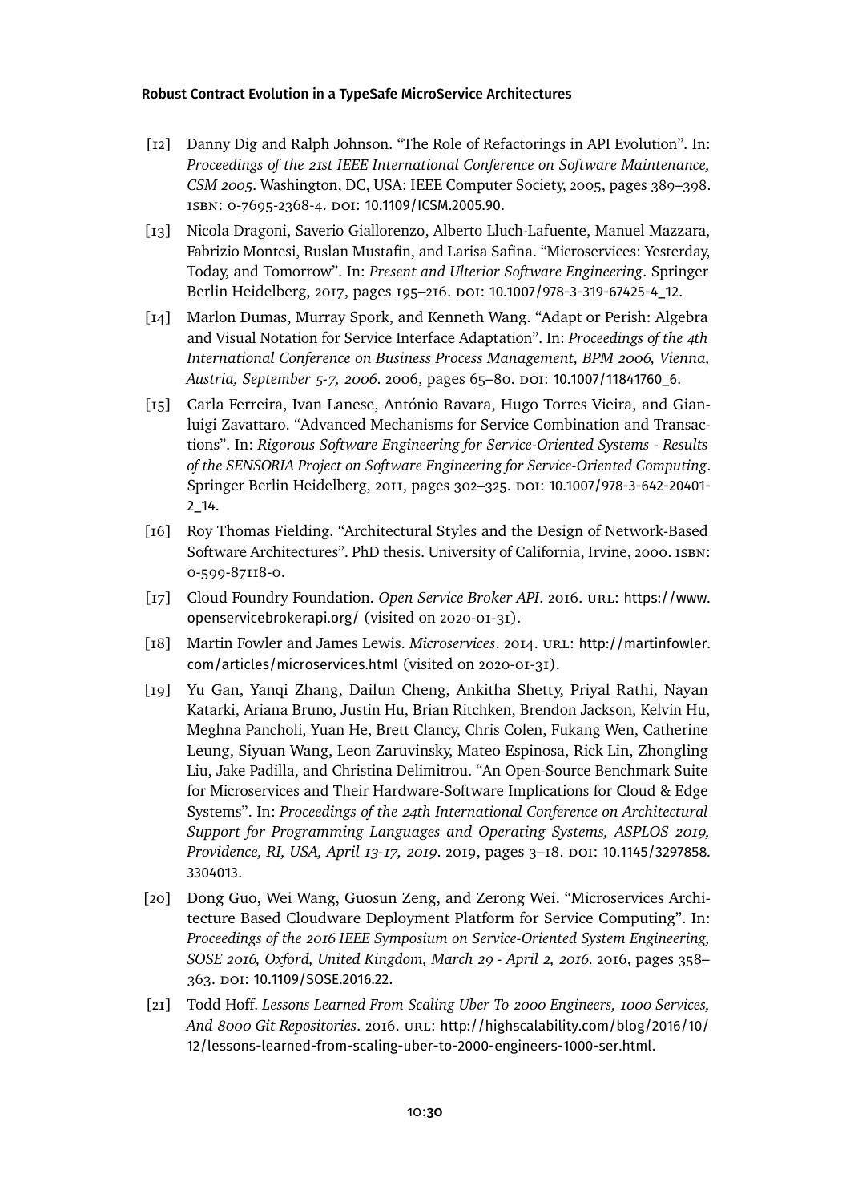[12] Danny Dig and Ralph Johnson. "The Role of Refactorings in API Evolution". In: *Proceedings of the 21st IEEE International Conference on Software Maintenance, CSM 2005*. Washington, DC, USA: IEEE Computer Society, 2005, pages 389–398. ISBN: 0-7695-2368-4. DOI: 10.1109/ICSM.2005.90.

[13] Nicola Dragoni, Saverio Giallorenzo, Alberto Lluch-Lafuente, Manuel Mazzara, Fabrizio Montesi, Ruslan Mustafin, and Larisa Safina. "Microservices: Yesterday, Today, and Tomorrow". In: *Present and Ulterior Software Engineering*. Springer Berlin Heidelberg, 2017, pages 195–216. DOI: 10.1007/978-3-319-67425-4_12.

[14] Marlon Dumas, Murray Spork, and Kenneth Wang. "Adapt or Perish: Algebra and Visual Notation for Service Interface Adaptation". In: *Proceedings of the 4th International Conference on Business Process Management, BPM 2006, Vienna, Austria, September 5-7, 2006*. 2006, pages 65–80. DOI: 10.1007/11841760_6.

[15] Carla Ferreira, Ivan Lanese, António Ravara, Hugo Torres Vieira, and Gianluigi Zavattaro. "Advanced Mechanisms for Service Combination and Transactions". In: *Rigorous Software Engineering for Service-Oriented Systems - Results of the SENSORIA Project on Software Engineering for Service-Oriented Computing*. Springer Berlin Heidelberg, 2011, pages 302–325. DOI: 10.1007/978-3-642-20401-2_14.

[16] Roy Thomas Fielding. "Architectural Styles and the Design of Network-Based Software Architectures". PhD thesis. University of California, Irvine, 2000. ISBN: 0-599-87118-0.

[17] Cloud Foundry Foundation. *Open Service Broker API*. 2016. URL: https://www.openservicebrokerapi.org/ (visited on 2020-01-31).

[18] Martin Fowler and James Lewis. *Microservices*. 2014. URL: http://martinfowler.com/articles/microservices.html (visited on 2020-01-31).

[19] Yu Gan, Yanqi Zhang, Dailun Cheng, Ankitha Shetty, Priyal Rathi, Nayan Katarki, Ariana Bruno, Justin Hu, Brian Ritchken, Brendon Jackson, Kelvin Hu, Meghna Pancholi, Yuan He, Brett Clancy, Chris Colen, Fukang Wen, Catherine Leung, Siyuan Wang, Leon Zaruvinsky, Mateo Espinosa, Rick Lin, Zhongling Liu, Jake Padilla, and Christina Delimitrou. "An Open-Source Benchmark Suite for Microservices and Their Hardware-Software Implications for Cloud & Edge Systems". In: *Proceedings of the 24th International Conference on Architectural Support for Programming Languages and Operating Systems, ASPLOS 2019, Providence, RI, USA, April 13-17, 2019*. 2019, pages 3–18. DOI: 10.1145/3297858.3304013.

[20] Dong Guo, Wei Wang, Guosun Zeng, and Zerong Wei. "Microservices Architecture Based Cloudware Deployment Platform for Service Computing". In: *Proceedings of the 2016 IEEE Symposium on Service-Oriented System Engineering, SOSE 2016, Oxford, United Kingdom, March 29 - April 2, 2016*. 2016, pages 358–363. DOI: 10.1109/SOSE.2016.22.

[21] Todd Hoff. *Lessons Learned From Scaling Uber To 2000 Engineers, 1000 Services, And 8000 Git Repositories*. 2016. URL: http://highscalability.com/blog/2016/10/12/lessons-learned-from-scaling-uber-to-2000-engineers-1000-ser.html.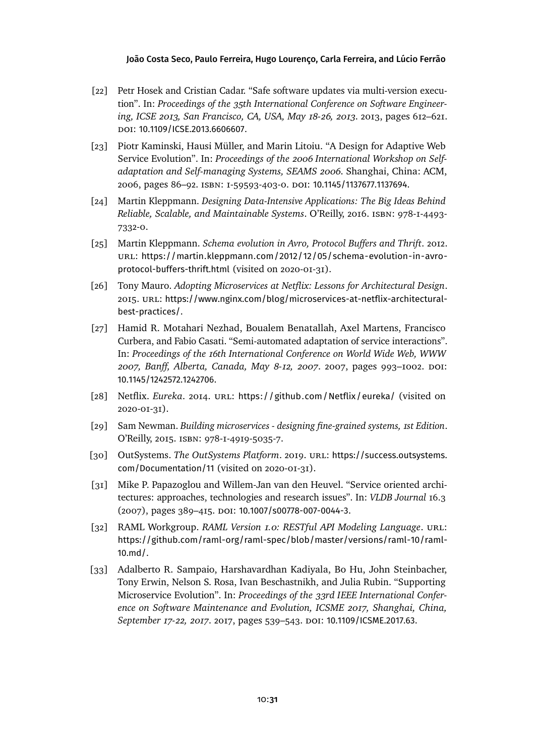[22] Petr Hosek and Cristian Cadar. "Safe software updates via multi-version execution". In: *Proceedings of the 35th International Conference on Software Engineering, ICSE 2013, San Francisco, CA, USA, May 18-26, 2013*. 2013, pages 612–621. DOI: 10.1109/ICSE.2013.6606607.

[23] Piotr Kaminski, Hausi Müller, and Marin Litoiu. "A Design for Adaptive Web Service Evolution". In: *Proceedings of the 2006 International Workshop on Self-adaptation and Self-managing Systems, SEAMS 2006*. Shanghai, China: ACM, 2006, pages 86–92. ISBN: 1-59593-403-0. DOI: 10.1145/1137677.1137694.

[24] Martin Kleppmann. *Designing Data-Intensive Applications: The Big Ideas Behind Reliable, Scalable, and Maintainable Systems*. O'Reilly, 2016. ISBN: 978-1-4493-7332-0.

[25] Martin Kleppmann. *Schema evolution in Avro, Protocol Buffers and Thrift*. 2012. URL: https://martin.kleppmann.com/2012/12/05/schema-evolution-in-avro-protocol-buffers-thrift.html (visited on 2020-01-31).

[26] Tony Mauro. *Adopting Microservices at Netflix: Lessons for Architectural Design*. 2015. URL: https://www.nginx.com/blog/microservices-at-netflix-architectural-best-practices/.

[27] Hamid R. Motahari Nezhad, Boualem Benatallah, Axel Martens, Francisco Curbera, and Fabio Casati. "Semi-automated adaptation of service interactions". In: *Proceedings of the 16th International Conference on World Wide Web, WWW 2007, Banff, Alberta, Canada, May 8-12, 2007*. 2007, pages 993–1002. DOI: 10.1145/1242572.1242706.

[28] Netflix. *Eureka*. 2014. URL: https://github.com/Netflix/eureka/ (visited on 2020-01-31).

[29] Sam Newman. *Building microservices - designing fine-grained systems, 1st Edition*. O'Reilly, 2015. ISBN: 978-1-4919-5035-7.

[30] OutSystems. *The OutSystems Platform*. 2019. URL: https://success.outsystems.com/Documentation/11 (visited on 2020-01-31).

[31] Mike P. Papazoglou and Willem-Jan van den Heuvel. "Service oriented architectures: approaches, technologies and research issues". In: *VLDB Journal* 16.3 (2007), pages 389–415. DOI: 10.1007/s00778-007-0044-3.

[32] RAML Workgroup. *RAML Version 1.0: RESTful API Modeling Language*. URL: https://github.com/raml-org/raml-spec/blob/master/versions/raml-10/raml-10.md/.

[33] Adalberto R. Sampaio, Harshavardhan Kadiyala, Bo Hu, John Steinbacher, Tony Erwin, Nelson S. Rosa, Ivan Beschastnikh, and Julia Rubin. "Supporting Microservice Evolution". In: *Proceedings of the 33rd IEEE International Conference on Software Maintenance and Evolution, ICSME 2017, Shanghai, China, September 17-22, 2017*. 2017, pages 539–543. DOI: 10.1109/ICSME.2017.63.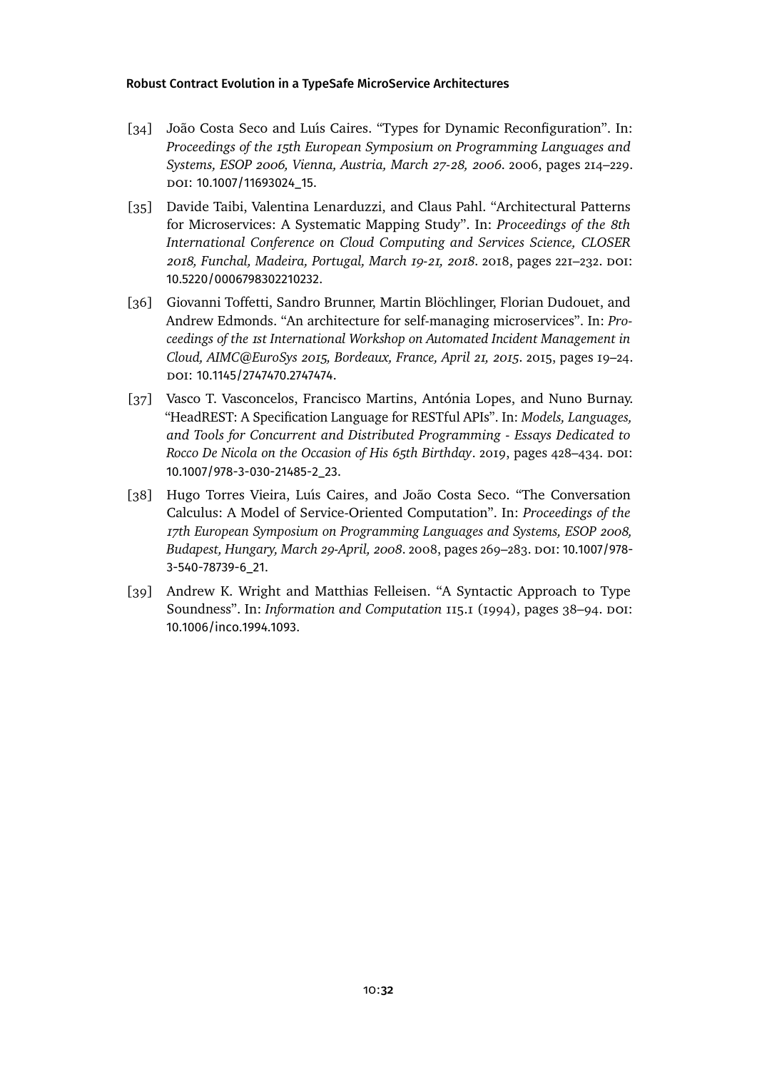[34] João Costa Seco and Luís Caires. "Types for Dynamic Reconfiguration". In: *Proceedings of the 15th European Symposium on Programming Languages and Systems, ESOP 2006, Vienna, Austria, March 27-28, 2006*. 2006, pages 214–229. DOI: 10.1007/11693024_15.

[35] Davide Taibi, Valentina Lenarduzzi, and Claus Pahl. "Architectural Patterns for Microservices: A Systematic Mapping Study". In: *Proceedings of the 8th International Conference on Cloud Computing and Services Science, CLOSER 2018, Funchal, Madeira, Portugal, March 19-21, 2018*. 2018, pages 221–232. DOI: 10.5220/0006798302210232.

[36] Giovanni Toffetti, Sandro Brunner, Martin Blöchlinger, Florian Dudouet, and Andrew Edmonds. "An architecture for self-managing microservices". In: *Proceedings of the 1st International Workshop on Automated Incident Management in Cloud, AIMC@EuroSys 2015, Bordeaux, France, April 21, 2015*. 2015, pages 19–24. DOI: 10.1145/2747470.2747474.

[37] Vasco T. Vasconcelos, Francisco Martins, Antónia Lopes, and Nuno Burnay. "HeadREST: A Specification Language for RESTful APIs". In: *Models, Languages, and Tools for Concurrent and Distributed Programming - Essays Dedicated to Rocco De Nicola on the Occasion of His 65th Birthday*. 2019, pages 428–434. DOI: 10.1007/978-3-030-21485-2_23.

[38] Hugo Torres Vieira, Luís Caires, and João Costa Seco. "The Conversation Calculus: A Model of Service-Oriented Computation". In: *Proceedings of the 17th European Symposium on Programming Languages and Systems, ESOP 2008, Budapest, Hungary, March 29-April, 2008*. 2008, pages 269–283. DOI: 10.1007/978-3-540-78739-6_21.

[39] Andrew K. Wright and Matthias Felleisen. "A Syntactic Approach to Type Soundness". In: *Information and Computation* 115.1 (1994), pages 38–94. DOI: 10.1006/inco.1994.1093.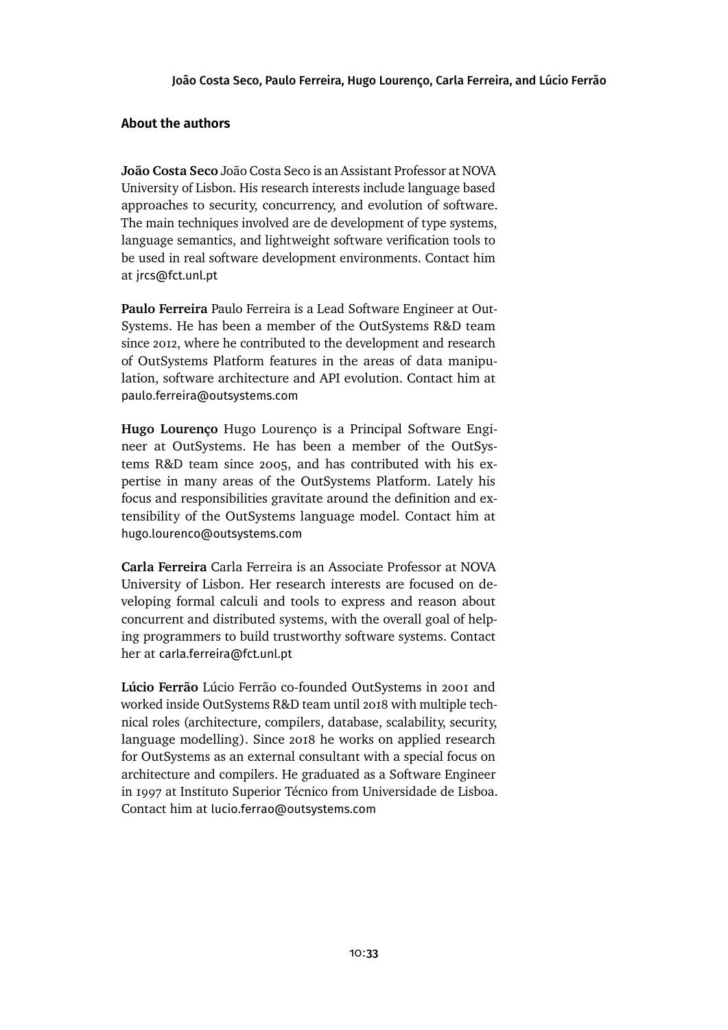## About the authors

**João Costa Seco** João Costa Seco is an Assistant Professor at NOVA University of Lisbon. His research interests include language based approaches to security, concurrency, and evolution of software. The main techniques involved are de development of type systems, language semantics, and lightweight software verification tools to be used in real software development environments. Contact him at jrcs@fct.unl.pt

**Paulo Ferreira** Paulo Ferreira is a Lead Software Engineer at OutSystems. He has been a member of the OutSystems R&D team since 2012, where he contributed to the development and research of OutSystems Platform features in the areas of data manipulation, software architecture and API evolution. Contact him at paulo.ferreira@outsystems.com

**Hugo Lourenço** Hugo Lourenço is a Principal Software Engineer at OutSystems. He has been a member of the OutSystems R&D team since 2005, and has contributed with his expertise in many areas of the OutSystems Platform. Lately his focus and responsibilities gravitate around the definition and extensibility of the OutSystems language model. Contact him at hugo.lourenco@outsystems.com

**Carla Ferreira** Carla Ferreira is an Associate Professor at NOVA University of Lisbon. Her research interests are focused on developing formal calculi and tools to express and reason about concurrent and distributed systems, with the overall goal of helping programmers to build trustworthy software systems. Contact her at carla.ferreira@fct.unl.pt

**Lúcio Ferrão** Lúcio Ferrão co-founded OutSystems in 2001 and worked inside OutSystems R&D team until 2018 with multiple technical roles (architecture, compilers, database, scalability, security, language modelling). Since 2018 he works on applied research for OutSystems as an external consultant with a special focus on architecture and compilers. He graduated as a Software Engineer in 1997 at Instituto Superior Técnico from Universidade de Lisboa. Contact him at lucio.ferrao@outsystems.com